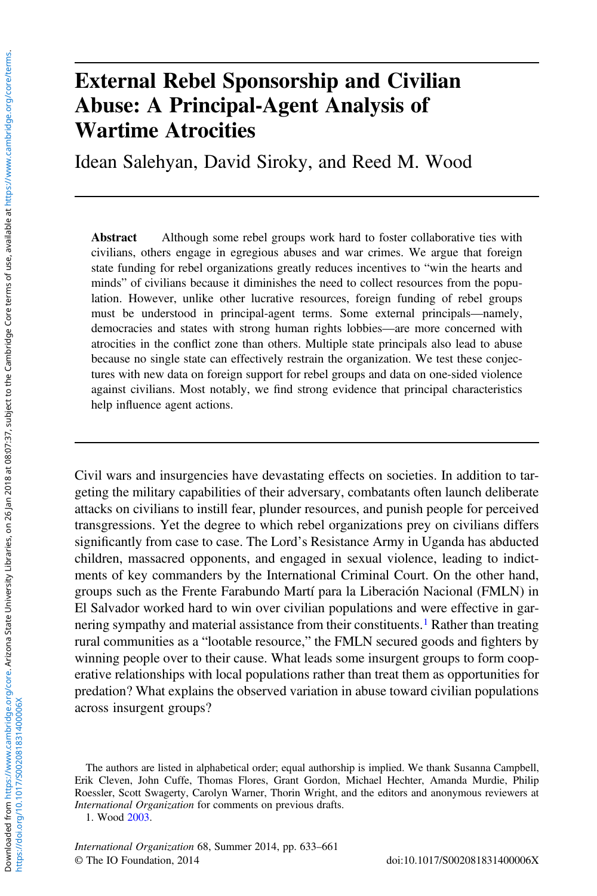# External Rebel Sponsorship and Civilian Abuse: A Principal-Agent Analysis of Wartime Atrocities

Idean Salehyan, David Siroky, and Reed M. Wood

**Abstract** Although some rebel groups work hard to foster collaborative ties with civilians, others engage in egregious abuses and war crimes. We argue that foreign state funding for rebel organizations greatly reduces incentives to "win the hearts and minds" of civilians because it diminishes the need to collect resources from the population. However, unlike other lucrative resources, foreign funding of rebel groups must be understood in principal-agent terms. Some external principals—namely, democracies and states with strong human rights lobbies—are more concerned with atrocities in the conflict zone than others. Multiple state principals also lead to abuse because no single state can effectively restrain the organization. We test these conjectures with new data on foreign support for rebel groups and data on one-sided violence against civilians. Most notably, we find strong evidence that principal characteristics help influence agent actions.

Civil wars and insurgencies have devastating effects on societies. In addition to targeting the military capabilities of their adversary, combatants often launch deliberate attacks on civilians to instill fear, plunder resources, and punish people for perceived transgressions. Yet the degree to which rebel organizations prey on civilians differs significantly from case to case. The Lord's Resistance Army in Uganda has abducted children, massacred opponents, and engaged in sexual violence, leading to indictments of key commanders by the International Criminal Court. On the other hand, groups such as the Frente Farabundo Martí para la Liberación Nacional (FMLN) in El Salvador worked hard to win over civilian populations and were effective in garnering sympathy and material assistance from their constituents.[1] Rather than treating rural communities as a "lootable resource," the FMLN secured goods and fighters by winning people over to their cause. What leads some insurgent groups to form cooperative relationships with local populations rather than treat them as opportunities for predation? What explains the observed variation in abuse toward civilian populations across insurgent groups?

The authors are listed in alphabetical order; equal authorship is implied. We thank Susanna Campbell, Erik Cleven, John Cuffe, Thomas Flores, Grant Gordon, Michael Hechter, Amanda Murdie, Philip Roessler, Scott Swagerty, Carolyn Warner, Thorin Wright, and the editors and anonymous reviewers at *International Organization* for comments on previous drafts.

1. Wood 2003.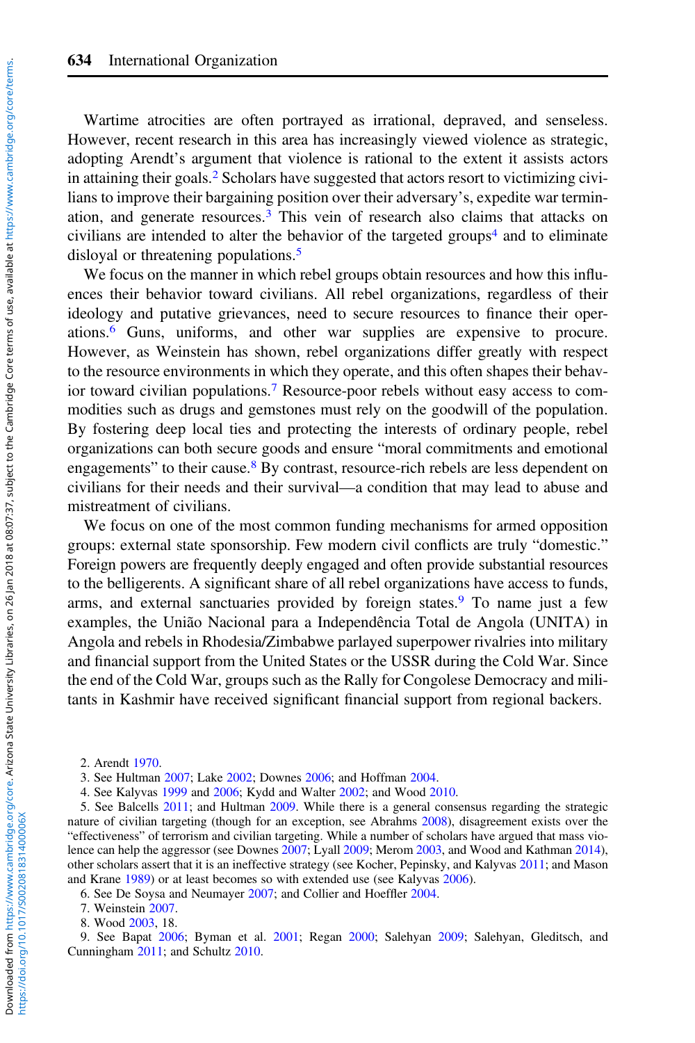Wartime atrocities are often portrayed as irrational, depraved, and senseless. However, recent research in this area has increasingly viewed violence as strategic, adopting Arendt's argument that violence is rational to the extent it assists actors in attaining their goals.[2] Scholars have suggested that actors resort to victimizing civilians to improve their bargaining position over their adversary's, expedite war termination, and generate resources.[3] This vein of research also claims that attacks on civilians are intended to alter the behavior of the targeted groups[4] and to eliminate disloyal or threatening populations.[5]

We focus on the manner in which rebel groups obtain resources and how this influences their behavior toward civilians. All rebel organizations, regardless of their ideology and putative grievances, need to secure resources to finance their operations.[6] Guns, uniforms, and other war supplies are expensive to procure. However, as Weinstein has shown, rebel organizations differ greatly with respect to the resource environments in which they operate, and this often shapes their behavior toward civilian populations.[7] Resource-poor rebels without easy access to commodities such as drugs and gemstones must rely on the goodwill of the population. By fostering deep local ties and protecting the interests of ordinary people, rebel organizations can both secure goods and ensure "moral commitments and emotional engagements" to their cause.[8] By contrast, resource-rich rebels are less dependent on civilians for their needs and their survival—a condition that may lead to abuse and mistreatment of civilians.

We focus on one of the most common funding mechanisms for armed opposition groups: external state sponsorship. Few modern civil conflicts are truly "domestic." Foreign powers are frequently deeply engaged and often provide substantial resources to the belligerents. A significant share of all rebel organizations have access to funds, arms, and external sanctuaries provided by foreign states.[9] To name just a few examples, the União Nacional para a Independência Total de Angola (UNITA) in Angola and rebels in Rhodesia/Zimbabwe parlayed superpower rivalries into military and financial support from the United States or the USSR during the Cold War. Since the end of the Cold War, groups such as the Rally for Congolese Democracy and militants in Kashmir have received significant financial support from regional backers.

2. Arendt 1970.

3. See Hultman 2007; Lake 2002; Downes 2006; and Hoffman 2004.

4. See Kalyvas 1999 and 2006; Kydd and Walter 2002; and Wood 2010.

5. See Balcells 2011; and Hultman 2009. While there is a general consensus regarding the strategic nature of civilian targeting (though for an exception, see Abrahms 2008), disagreement exists over the "effectiveness" of terrorism and civilian targeting. While a number of scholars have argued that mass violence can help the aggressor (see Downes 2007; Lyall 2009; Merom 2003, and Wood and Kathman 2014), other scholars assert that it is an ineffective strategy (see Kocher, Pepinsky, and Kalyvas 2011; and Mason and Krane 1989) or at least becomes so with extended use (see Kalyvas 2006).

6. See De Soysa and Neumayer 2007; and Collier and Hoeffler 2004.

7. Weinstein 2007.

8. Wood 2003, 18.

9. See Bapat 2006; Byman et al. 2001; Regan 2000; Salehyan 2009; Salehyan, Gleditsch, and Cunningham 2011; and Schultz 2010.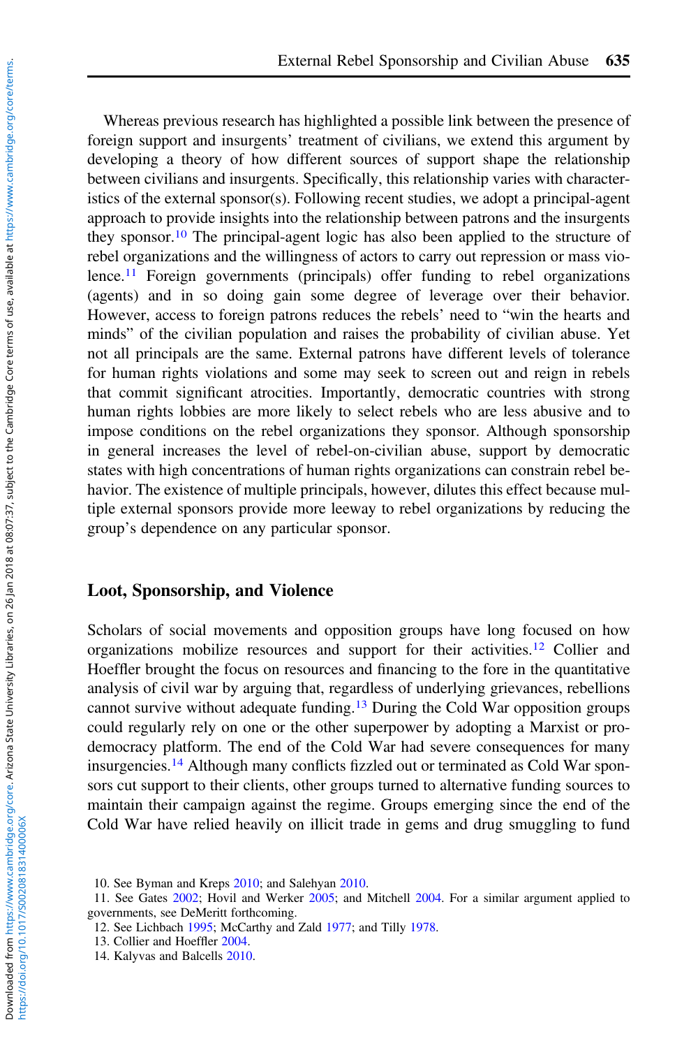Whereas previous research has highlighted a possible link between the presence of foreign support and insurgents' treatment of civilians, we extend this argument by developing a theory of how different sources of support shape the relationship between civilians and insurgents. Specifically, this relationship varies with characteristics of the external sponsor(s). Following recent studies, we adopt a principal-agent approach to provide insights into the relationship between patrons and the insurgents they sponsor.[10] The principal-agent logic has also been applied to the structure of rebel organizations and the willingness of actors to carry out repression or mass violence.[11] Foreign governments (principals) offer funding to rebel organizations (agents) and in so doing gain some degree of leverage over their behavior. However, access to foreign patrons reduces the rebels' need to "win the hearts and minds" of the civilian population and raises the probability of civilian abuse. Yet not all principals are the same. External patrons have different levels of tolerance for human rights violations and some may seek to screen out and reign in rebels that commit significant atrocities. Importantly, democratic countries with strong human rights lobbies are more likely to select rebels who are less abusive and to impose conditions on the rebel organizations they sponsor. Although sponsorship in general increases the level of rebel-on-civilian abuse, support by democratic states with high concentrations of human rights organizations can constrain rebel behavior. The existence of multiple principals, however, dilutes this effect because multiple external sponsors provide more leeway to rebel organizations by reducing the group's dependence on any particular sponsor.

## Loot, Sponsorship, and Violence

Scholars of social movements and opposition groups have long focused on how organizations mobilize resources and support for their activities.[12] Collier and Hoeffler brought the focus on resources and financing to the fore in the quantitative analysis of civil war by arguing that, regardless of underlying grievances, rebellions cannot survive without adequate funding.[13] During the Cold War opposition groups could regularly rely on one or the other superpower by adopting a Marxist or pro-democracy platform. The end of the Cold War had severe consequences for many insurgencies.[14] Although many conflicts fizzled out or terminated as Cold War sponsors cut support to their clients, other groups turned to alternative funding sources to maintain their campaign against the regime. Groups emerging since the end of the Cold War have relied heavily on illicit trade in gems and drug smuggling to fund

10. See Byman and Kreps 2010; and Salehyan 2010.

11. See Gates 2002; Hovil and Werker 2005; and Mitchell 2004. For a similar argument applied to governments, see DeMeritt forthcoming.

12. See Lichbach 1995; McCarthy and Zald 1977; and Tilly 1978.

13. Collier and Hoeffler 2004.

14. Kalyvas and Balcells 2010.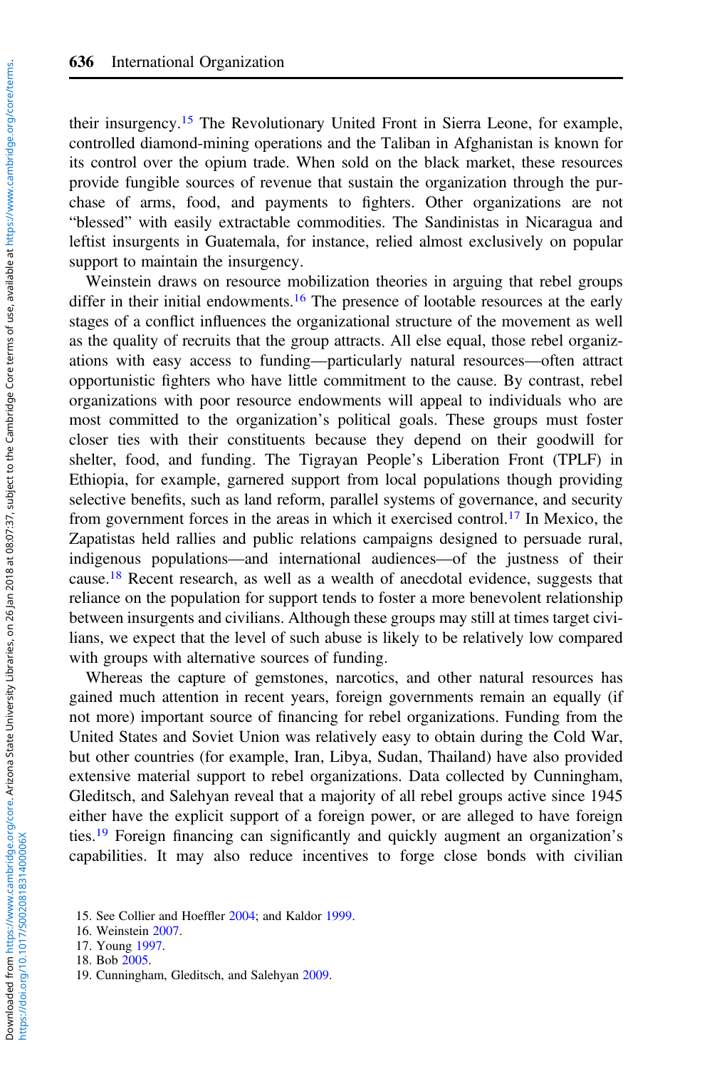their insurgency.[15] The Revolutionary United Front in Sierra Leone, for example, controlled diamond-mining operations and the Taliban in Afghanistan is known for its control over the opium trade. When sold on the black market, these resources provide fungible sources of revenue that sustain the organization through the purchase of arms, food, and payments to fighters. Other organizations are not "blessed" with easily extractable commodities. The Sandinistas in Nicaragua and leftist insurgents in Guatemala, for instance, relied almost exclusively on popular support to maintain the insurgency.

Weinstein draws on resource mobilization theories in arguing that rebel groups differ in their initial endowments.[16] The presence of lootable resources at the early stages of a conflict influences the organizational structure of the movement as well as the quality of recruits that the group attracts. All else equal, those rebel organizations with easy access to funding—particularly natural resources—often attract opportunistic fighters who have little commitment to the cause. By contrast, rebel organizations with poor resource endowments will appeal to individuals who are most committed to the organization's political goals. These groups must foster closer ties with their constituents because they depend on their goodwill for shelter, food, and funding. The Tigrayan People's Liberation Front (TPLF) in Ethiopia, for example, garnered support from local populations though providing selective benefits, such as land reform, parallel systems of governance, and security from government forces in the areas in which it exercised control.[17] In Mexico, the Zapatistas held rallies and public relations campaigns designed to persuade rural, indigenous populations—and international audiences—of the justness of their cause.[18] Recent research, as well as a wealth of anecdotal evidence, suggests that reliance on the population for support tends to foster a more benevolent relationship between insurgents and civilians. Although these groups may still at times target civilians, we expect that the level of such abuse is likely to be relatively low compared with groups with alternative sources of funding.

Whereas the capture of gemstones, narcotics, and other natural resources has gained much attention in recent years, foreign governments remain an equally (if not more) important source of financing for rebel organizations. Funding from the United States and Soviet Union was relatively easy to obtain during the Cold War, but other countries (for example, Iran, Libya, Sudan, Thailand) have also provided extensive material support to rebel organizations. Data collected by Cunningham, Gleditsch, and Salehyan reveal that a majority of all rebel groups active since 1945 either have the explicit support of a foreign power, or are alleged to have foreign ties.[19] Foreign financing can significantly and quickly augment an organization's capabilities. It may also reduce incentives to forge close bonds with civilian

15. See Collier and Hoeffler 2004; and Kaldor 1999.
16. Weinstein 2007.
17. Young 1997.
18. Bob 2005.
19. Cunningham, Gleditsch, and Salehyan 2009.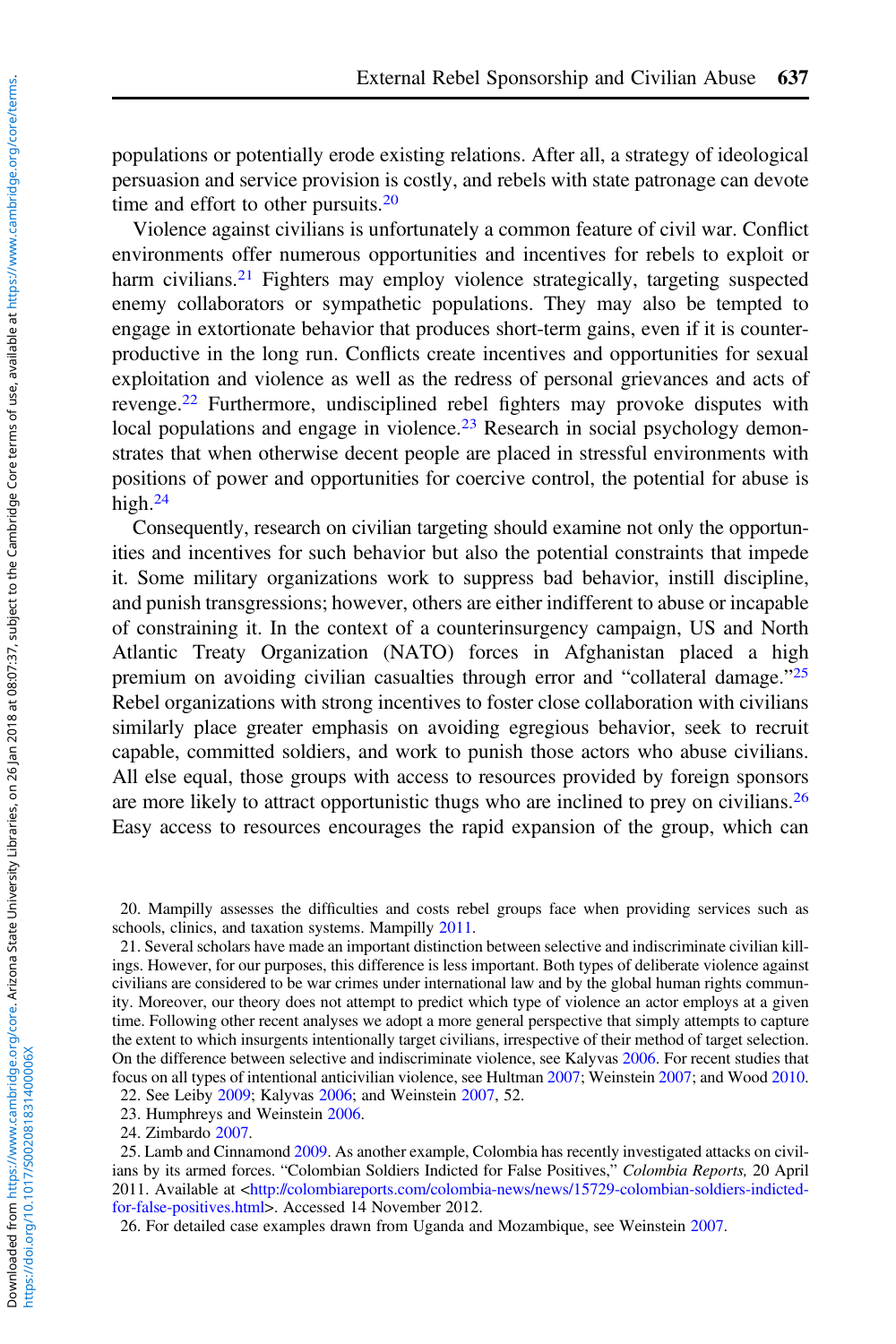populations or potentially erode existing relations. After all, a strategy of ideological persuasion and service provision is costly, and rebels with state patronage can devote time and effort to other pursuits.[20]

Violence against civilians is unfortunately a common feature of civil war. Conflict environments offer numerous opportunities and incentives for rebels to exploit or harm civilians.[21] Fighters may employ violence strategically, targeting suspected enemy collaborators or sympathetic populations. They may also be tempted to engage in extortionate behavior that produces short-term gains, even if it is counterproductive in the long run. Conflicts create incentives and opportunities for sexual exploitation and violence as well as the redress of personal grievances and acts of revenge.[22] Furthermore, undisciplined rebel fighters may provoke disputes with local populations and engage in violence.[23] Research in social psychology demonstrates that when otherwise decent people are placed in stressful environments with positions of power and opportunities for coercive control, the potential for abuse is high.[24]

Consequently, research on civilian targeting should examine not only the opportunities and incentives for such behavior but also the potential constraints that impede it. Some military organizations work to suppress bad behavior, instill discipline, and punish transgressions; however, others are either indifferent to abuse or incapable of constraining it. In the context of a counterinsurgency campaign, US and North Atlantic Treaty Organization (NATO) forces in Afghanistan placed a high premium on avoiding civilian casualties through error and "collateral damage."[25] Rebel organizations with strong incentives to foster close collaboration with civilians similarly place greater emphasis on avoiding egregious behavior, seek to recruit capable, committed soldiers, and work to punish those actors who abuse civilians. All else equal, those groups with access to resources provided by foreign sponsors are more likely to attract opportunistic thugs who are inclined to prey on civilians.[26] Easy access to resources encourages the rapid expansion of the group, which can

20. Mampilly assesses the difficulties and costs rebel groups face when providing services such as schools, clinics, and taxation systems. Mampilly 2011.

21. Several scholars have made an important distinction between selective and indiscriminate civilian killings. However, for our purposes, this difference is less important. Both types of deliberate violence against civilians are considered to be war crimes under international law and by the global human rights community. Moreover, our theory does not attempt to predict which type of violence an actor employs at a given time. Following other recent analyses we adopt a more general perspective that simply attempts to capture the extent to which insurgents intentionally target civilians, irrespective of their method of target selection. On the difference between selective and indiscriminate violence, see Kalyvas 2006. For recent studies that focus on all types of intentional anticivilian violence, see Hultman 2007; Weinstein 2007; and Wood 2010.

22. See Leiby 2009; Kalyvas 2006; and Weinstein 2007, 52.

23. Humphreys and Weinstein 2006.

24. Zimbardo 2007.

25. Lamb and Cinnamond 2009. As another example, Colombia has recently investigated attacks on civilians by its armed forces. "Colombian Soldiers Indicted for False Positives," *Colombia Reports,* 20 April 2011. Available at <http://colombiareports.com/colombia-news/news/15729-colombian-soldiers-indicted-for-false-positives.html>. Accessed 14 November 2012.

26. For detailed case examples drawn from Uganda and Mozambique, see Weinstein 2007.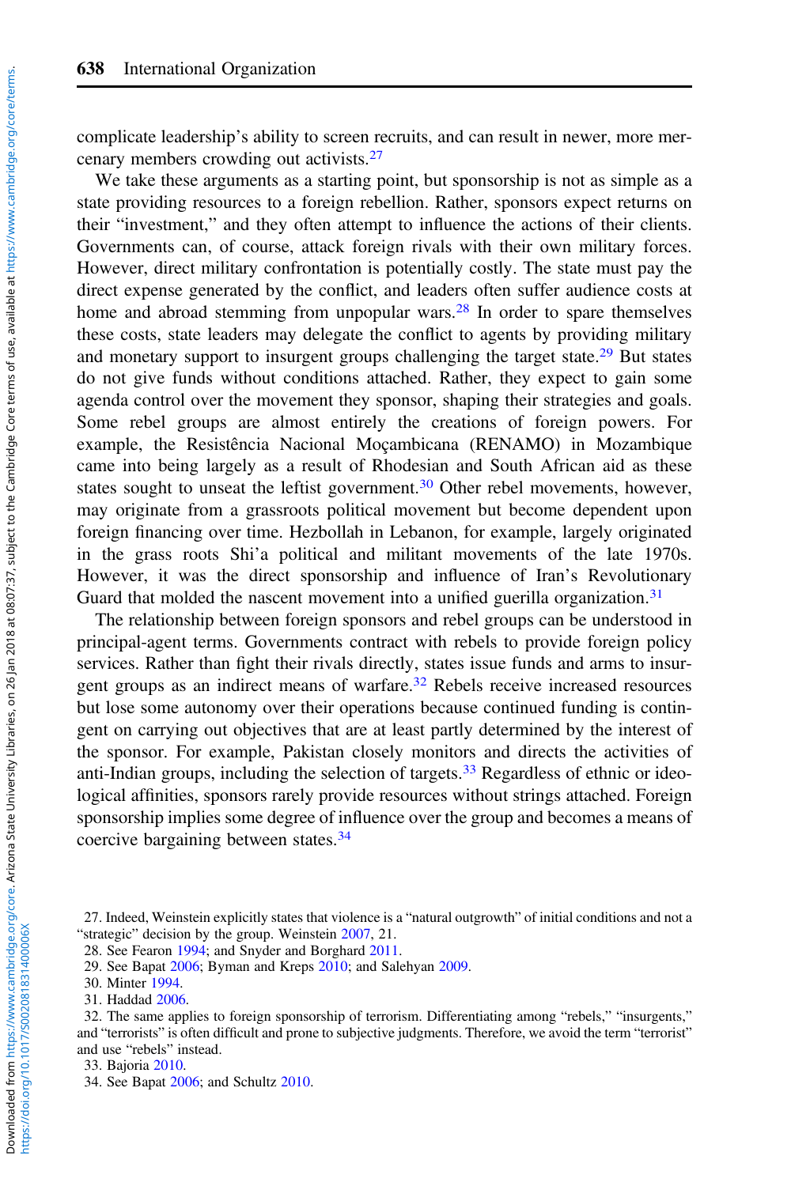complicate leadership's ability to screen recruits, and can result in newer, more mercenary members crowding out activists.[27]

We take these arguments as a starting point, but sponsorship is not as simple as a state providing resources to a foreign rebellion. Rather, sponsors expect returns on their "investment," and they often attempt to influence the actions of their clients. Governments can, of course, attack foreign rivals with their own military forces. However, direct military confrontation is potentially costly. The state must pay the direct expense generated by the conflict, and leaders often suffer audience costs at home and abroad stemming from unpopular wars.[28] In order to spare themselves these costs, state leaders may delegate the conflict to agents by providing military and monetary support to insurgent groups challenging the target state.[29] But states do not give funds without conditions attached. Rather, they expect to gain some agenda control over the movement they sponsor, shaping their strategies and goals. Some rebel groups are almost entirely the creations of foreign powers. For example, the Resistência Nacional Moçambicana (RENAMO) in Mozambique came into being largely as a result of Rhodesian and South African aid as these states sought to unseat the leftist government.[30] Other rebel movements, however, may originate from a grassroots political movement but become dependent upon foreign financing over time. Hezbollah in Lebanon, for example, largely originated in the grass roots Shi'a political and militant movements of the late 1970s. However, it was the direct sponsorship and influence of Iran's Revolutionary Guard that molded the nascent movement into a unified guerilla organization.[31]

The relationship between foreign sponsors and rebel groups can be understood in principal-agent terms. Governments contract with rebels to provide foreign policy services. Rather than fight their rivals directly, states issue funds and arms to insurgent groups as an indirect means of warfare.[32] Rebels receive increased resources but lose some autonomy over their operations because continued funding is contingent on carrying out objectives that are at least partly determined by the interest of the sponsor. For example, Pakistan closely monitors and directs the activities of anti-Indian groups, including the selection of targets.[33] Regardless of ethnic or ideological affinities, sponsors rarely provide resources without strings attached. Foreign sponsorship implies some degree of influence over the group and becomes a means of coercive bargaining between states.[34]

27. Indeed, Weinstein explicitly states that violence is a "natural outgrowth" of initial conditions and not a "strategic" decision by the group. Weinstein 2007, 21.

28. See Fearon 1994; and Snyder and Borghard 2011.

29. See Bapat 2006; Byman and Kreps 2010; and Salehyan 2009.

30. Minter 1994.

31. Haddad 2006.

32. The same applies to foreign sponsorship of terrorism. Differentiating among "rebels," "insurgents," and "terrorists" is often difficult and prone to subjective judgments. Therefore, we avoid the term "terrorist" and use "rebels" instead.

33. Bajoria 2010.

34. See Bapat 2006; and Schultz 2010.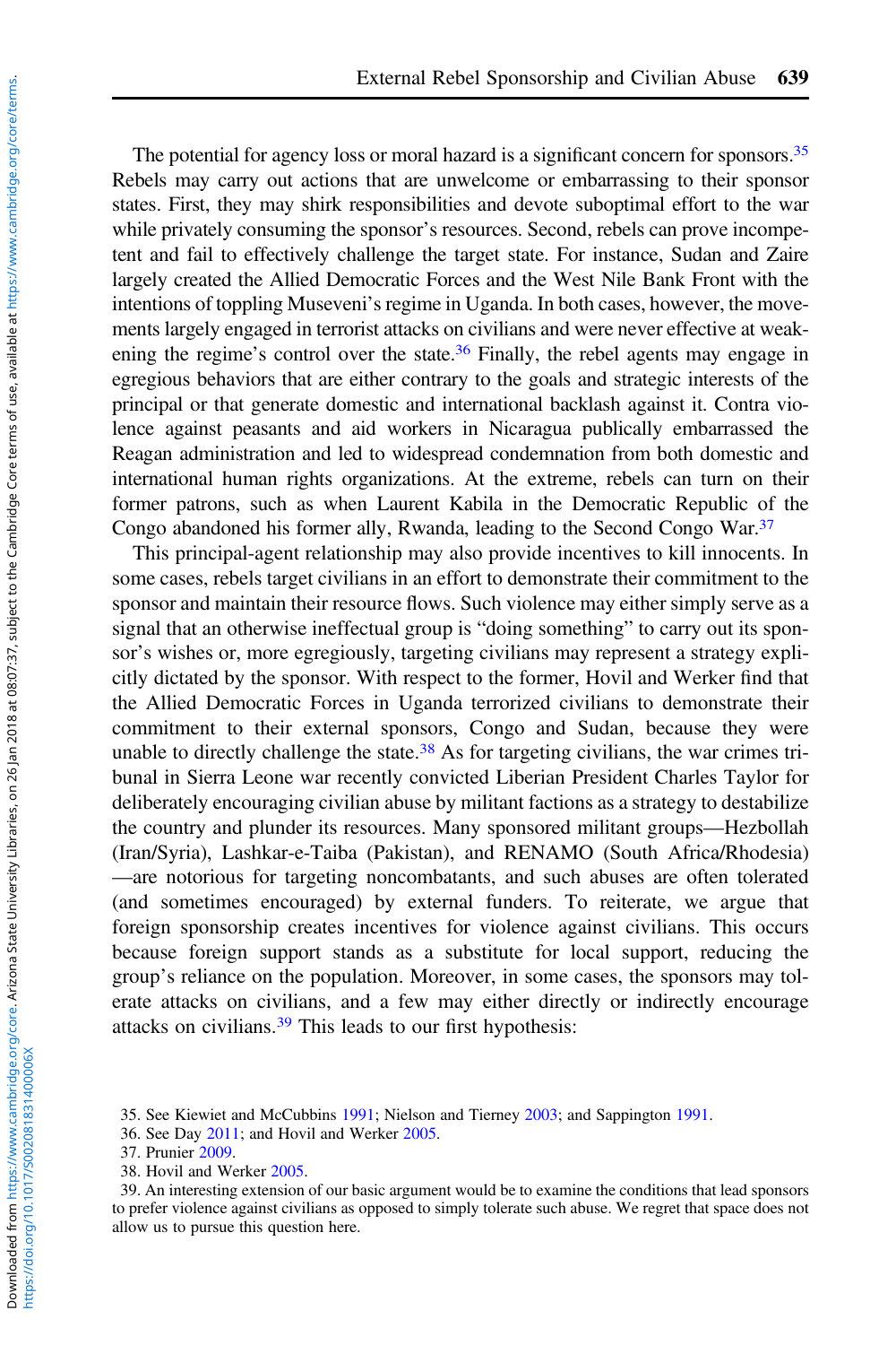The potential for agency loss or moral hazard is a significant concern for sponsors.[35] Rebels may carry out actions that are unwelcome or embarrassing to their sponsor states. First, they may shirk responsibilities and devote suboptimal effort to the war while privately consuming the sponsor's resources. Second, rebels can prove incompetent and fail to effectively challenge the target state. For instance, Sudan and Zaire largely created the Allied Democratic Forces and the West Nile Bank Front with the intentions of toppling Museveni's regime in Uganda. In both cases, however, the movements largely engaged in terrorist attacks on civilians and were never effective at weakening the regime's control over the state.[36] Finally, the rebel agents may engage in egregious behaviors that are either contrary to the goals and strategic interests of the principal or that generate domestic and international backlash against it. Contra violence against peasants and aid workers in Nicaragua publically embarrassed the Reagan administration and led to widespread condemnation from both domestic and international human rights organizations. At the extreme, rebels can turn on their former patrons, such as when Laurent Kabila in the Democratic Republic of the Congo abandoned his former ally, Rwanda, leading to the Second Congo War.[37]

This principal-agent relationship may also provide incentives to kill innocents. In some cases, rebels target civilians in an effort to demonstrate their commitment to the sponsor and maintain their resource flows. Such violence may either simply serve as a signal that an otherwise ineffectual group is "doing something" to carry out its sponsor's wishes or, more egregiously, targeting civilians may represent a strategy explicitly dictated by the sponsor. With respect to the former, Hovil and Werker find that the Allied Democratic Forces in Uganda terrorized civilians to demonstrate their commitment to their external sponsors, Congo and Sudan, because they were unable to directly challenge the state.[38] As for targeting civilians, the war crimes tribunal in Sierra Leone war recently convicted Liberian President Charles Taylor for deliberately encouraging civilian abuse by militant factions as a strategy to destabilize the country and plunder its resources. Many sponsored militant groups—Hezbollah (Iran/Syria), Lashkar-e-Taiba (Pakistan), and RENAMO (South Africa/Rhodesia)—are notorious for targeting noncombatants, and such abuses are often tolerated (and sometimes encouraged) by external funders. To reiterate, we argue that foreign sponsorship creates incentives for violence against civilians. This occurs because foreign support stands as a substitute for local support, reducing the group's reliance on the population. Moreover, in some cases, the sponsors may tolerate attacks on civilians, and a few may either directly or indirectly encourage attacks on civilians.[39] This leads to our first hypothesis:

35. See Kiewiet and McCubbins 1991; Nielson and Tierney 2003; and Sappington 1991.

36. See Day 2011; and Hovil and Werker 2005.

37. Prunier 2009.

38. Hovil and Werker 2005.

39. An interesting extension of our basic argument would be to examine the conditions that lead sponsors to prefer violence against civilians as opposed to simply tolerate such abuse. We regret that space does not allow us to pursue this question here.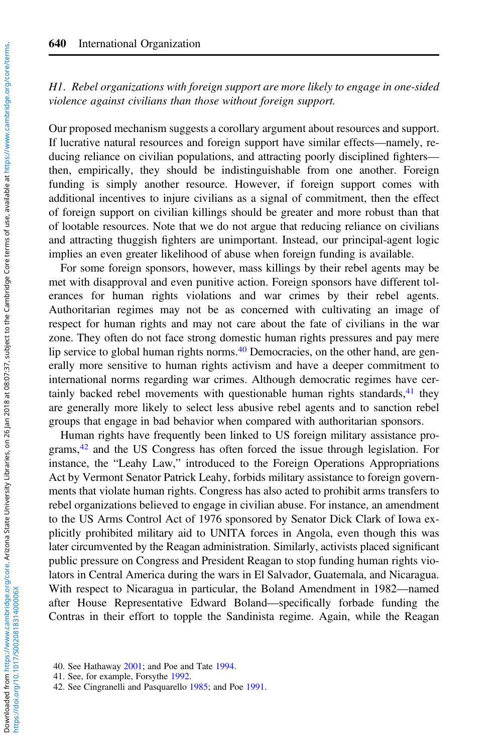*H1. Rebel organizations with foreign support are more likely to engage in one-sided violence against civilians than those without foreign support.*

Our proposed mechanism suggests a corollary argument about resources and support. If lucrative natural resources and foreign support have similar effects—namely, reducing reliance on civilian populations, and attracting poorly disciplined fighters—then, empirically, they should be indistinguishable from one another. Foreign funding is simply another resource. However, if foreign support comes with additional incentives to injure civilians as a signal of commitment, then the effect of foreign support on civilian killings should be greater and more robust than that of lootable resources. Note that we do not argue that reducing reliance on civilians and attracting thuggish fighters are unimportant. Instead, our principal-agent logic implies an even greater likelihood of abuse when foreign funding is available.

For some foreign sponsors, however, mass killings by their rebel agents may be met with disapproval and even punitive action. Foreign sponsors have different tolerances for human rights violations and war crimes by their rebel agents. Authoritarian regimes may not be as concerned with cultivating an image of respect for human rights and may not care about the fate of civilians in the war zone. They often do not face strong domestic human rights pressures and pay mere lip service to global human rights norms.[40] Democracies, on the other hand, are generally more sensitive to human rights activism and have a deeper commitment to international norms regarding war crimes. Although democratic regimes have certainly backed rebel movements with questionable human rights standards,[41] they are generally more likely to select less abusive rebel agents and to sanction rebel groups that engage in bad behavior when compared with authoritarian sponsors.

Human rights have frequently been linked to US foreign military assistance programs,[42] and the US Congress has often forced the issue through legislation. For instance, the "Leahy Law," introduced to the Foreign Operations Appropriations Act by Vermont Senator Patrick Leahy, forbids military assistance to foreign governments that violate human rights. Congress has also acted to prohibit arms transfers to rebel organizations believed to engage in civilian abuse. For instance, an amendment to the US Arms Control Act of 1976 sponsored by Senator Dick Clark of Iowa explicitly prohibited military aid to UNITA forces in Angola, even though this was later circumvented by the Reagan administration. Similarly, activists placed significant public pressure on Congress and President Reagan to stop funding human rights violators in Central America during the wars in El Salvador, Guatemala, and Nicaragua. With respect to Nicaragua in particular, the Boland Amendment in 1982—named after House Representative Edward Boland—specifically forbade funding the Contras in their effort to topple the Sandinista regime. Again, while the Reagan

40. See Hathaway 2001; and Poe and Tate 1994.
41. See, for example, Forsythe 1992.
42. See Cingranelli and Pasquarello 1985; and Poe 1991.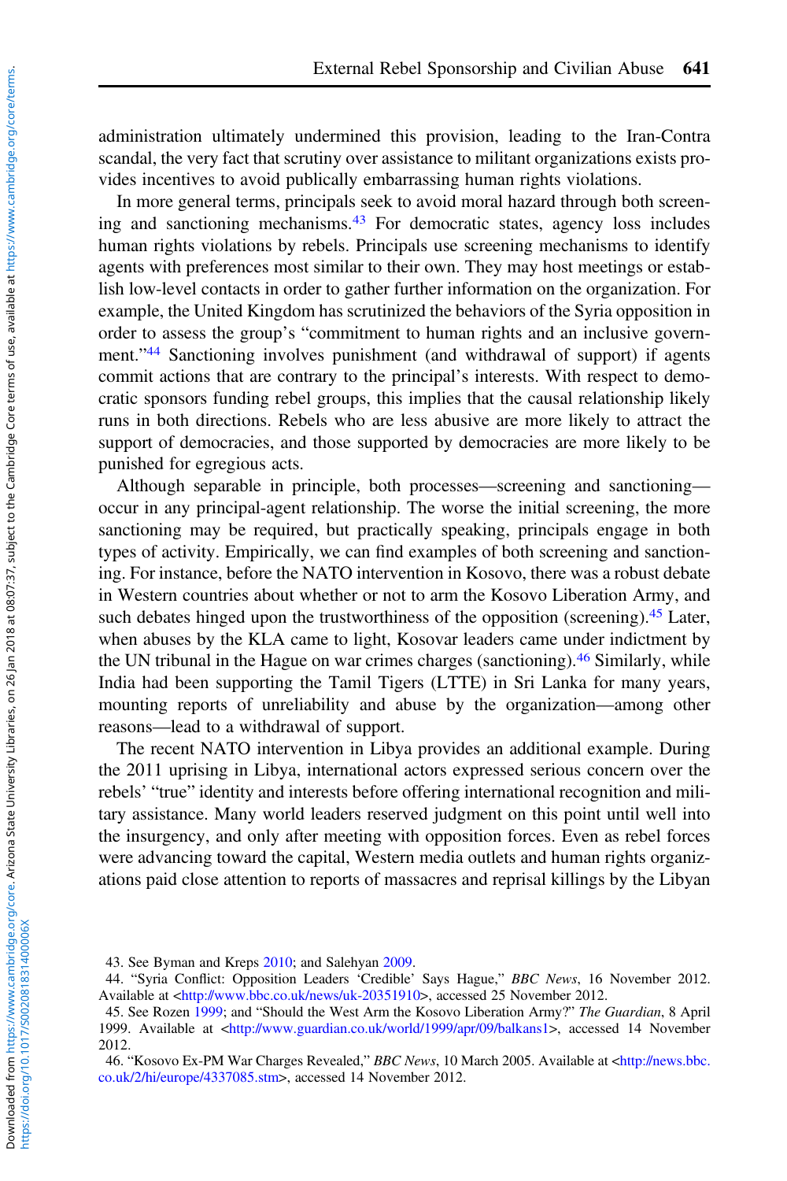administration ultimately undermined this provision, leading to the Iran-Contra scandal, the very fact that scrutiny over assistance to militant organizations exists provides incentives to avoid publically embarrassing human rights violations.

In more general terms, principals seek to avoid moral hazard through both screening and sanctioning mechanisms.[43] For democratic states, agency loss includes human rights violations by rebels. Principals use screening mechanisms to identify agents with preferences most similar to their own. They may host meetings or establish low-level contacts in order to gather further information on the organization. For example, the United Kingdom has scrutinized the behaviors of the Syria opposition in order to assess the group's "commitment to human rights and an inclusive government."[44] Sanctioning involves punishment (and withdrawal of support) if agents commit actions that are contrary to the principal's interests. With respect to democratic sponsors funding rebel groups, this implies that the causal relationship likely runs in both directions. Rebels who are less abusive are more likely to attract the support of democracies, and those supported by democracies are more likely to be punished for egregious acts.

Although separable in principle, both processes—screening and sanctioning—occur in any principal-agent relationship. The worse the initial screening, the more sanctioning may be required, but practically speaking, principals engage in both types of activity. Empirically, we can find examples of both screening and sanctioning. For instance, before the NATO intervention in Kosovo, there was a robust debate in Western countries about whether or not to arm the Kosovo Liberation Army, and such debates hinged upon the trustworthiness of the opposition (screening).[45] Later, when abuses by the KLA came to light, Kosovar leaders came under indictment by the UN tribunal in the Hague on war crimes charges (sanctioning).[46] Similarly, while India had been supporting the Tamil Tigers (LTTE) in Sri Lanka for many years, mounting reports of unreliability and abuse by the organization—among other reasons—lead to a withdrawal of support.

The recent NATO intervention in Libya provides an additional example. During the 2011 uprising in Libya, international actors expressed serious concern over the rebels' "true" identity and interests before offering international recognition and military assistance. Many world leaders reserved judgment on this point until well into the insurgency, and only after meeting with opposition forces. Even as rebel forces were advancing toward the capital, Western media outlets and human rights organizations paid close attention to reports of massacres and reprisal killings by the Libyan

43. See Byman and Kreps 2010; and Salehyan 2009.

44. "Syria Conflict: Opposition Leaders 'Credible' Says Hague," *BBC News*, 16 November 2012. Available at <http://www.bbc.co.uk/news/uk-20351910>, accessed 25 November 2012.

45. See Rozen 1999; and "Should the West Arm the Kosovo Liberation Army?" *The Guardian*, 8 April 1999. Available at <http://www.guardian.co.uk/world/1999/apr/09/balkans1>, accessed 14 November 2012.

46. "Kosovo Ex-PM War Charges Revealed," *BBC News*, 10 March 2005. Available at <http://news.bbc.co.uk/2/hi/europe/4337085.stm>, accessed 14 November 2012.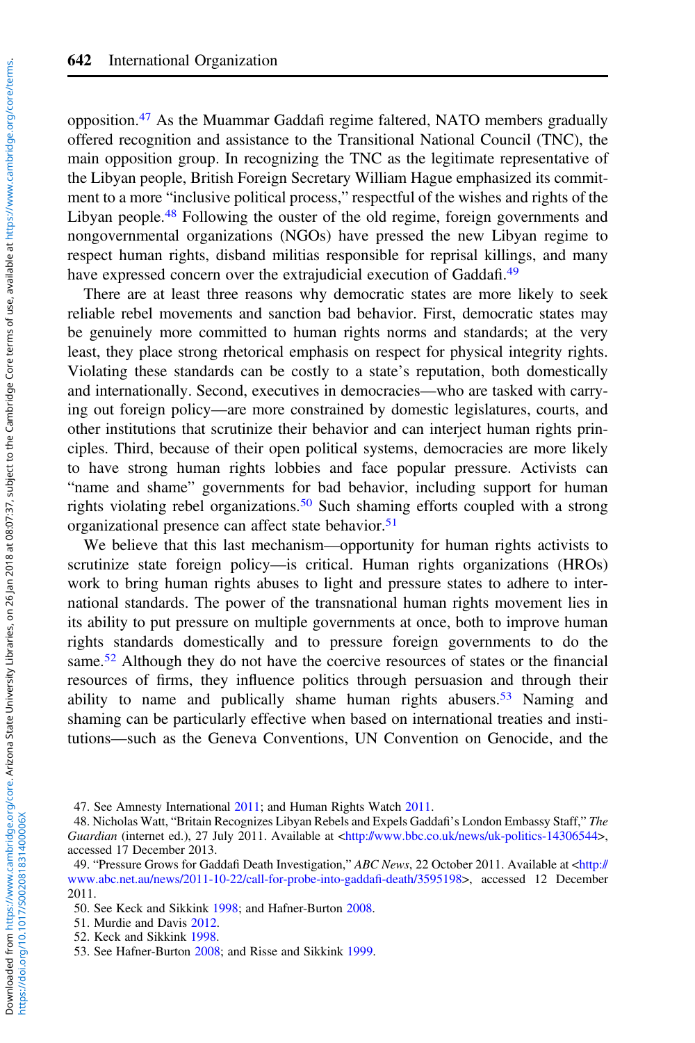opposition.[47] As the Muammar Gaddafi regime faltered, NATO members gradually offered recognition and assistance to the Transitional National Council (TNC), the main opposition group. In recognizing the TNC as the legitimate representative of the Libyan people, British Foreign Secretary William Hague emphasized its commitment to a more "inclusive political process," respectful of the wishes and rights of the Libyan people.[48] Following the ouster of the old regime, foreign governments and nongovernmental organizations (NGOs) have pressed the new Libyan regime to respect human rights, disband militias responsible for reprisal killings, and many have expressed concern over the extrajudicial execution of Gaddafi.[49]

There are at least three reasons why democratic states are more likely to seek reliable rebel movements and sanction bad behavior. First, democratic states may be genuinely more committed to human rights norms and standards; at the very least, they place strong rhetorical emphasis on respect for physical integrity rights. Violating these standards can be costly to a state's reputation, both domestically and internationally. Second, executives in democracies—who are tasked with carrying out foreign policy—are more constrained by domestic legislatures, courts, and other institutions that scrutinize their behavior and can interject human rights principles. Third, because of their open political systems, democracies are more likely to have strong human rights lobbies and face popular pressure. Activists can "name and shame" governments for bad behavior, including support for human rights violating rebel organizations.[50] Such shaming efforts coupled with a strong organizational presence can affect state behavior.[51]

We believe that this last mechanism—opportunity for human rights activists to scrutinize state foreign policy—is critical. Human rights organizations (HROs) work to bring human rights abuses to light and pressure states to adhere to international standards. The power of the transnational human rights movement lies in its ability to put pressure on multiple governments at once, both to improve human rights standards domestically and to pressure foreign governments to do the same.[52] Although they do not have the coercive resources of states or the financial resources of firms, they influence politics through persuasion and through their ability to name and publically shame human rights abusers.[53] Naming and shaming can be particularly effective when based on international treaties and institutions—such as the Geneva Conventions, UN Convention on Genocide, and the

47. See Amnesty International 2011; and Human Rights Watch 2011.
48. Nicholas Watt, "Britain Recognizes Libyan Rebels and Expels Gaddafi's London Embassy Staff," *The Guardian* (internet ed.), 27 July 2011. Available at <http://www.bbc.co.uk/news/uk-politics-14306544>, accessed 17 December 2013.
49. "Pressure Grows for Gaddafi Death Investigation," *ABC News*, 22 October 2011. Available at <http://www.abc.net.au/news/2011-10-22/call-for-probe-into-gaddafi-death/3595198>, accessed 12 December 2011.
50. See Keck and Sikkink 1998; and Hafner-Burton 2008.
51. Murdie and Davis 2012.
52. Keck and Sikkink 1998.
53. See Hafner-Burton 2008; and Risse and Sikkink 1999.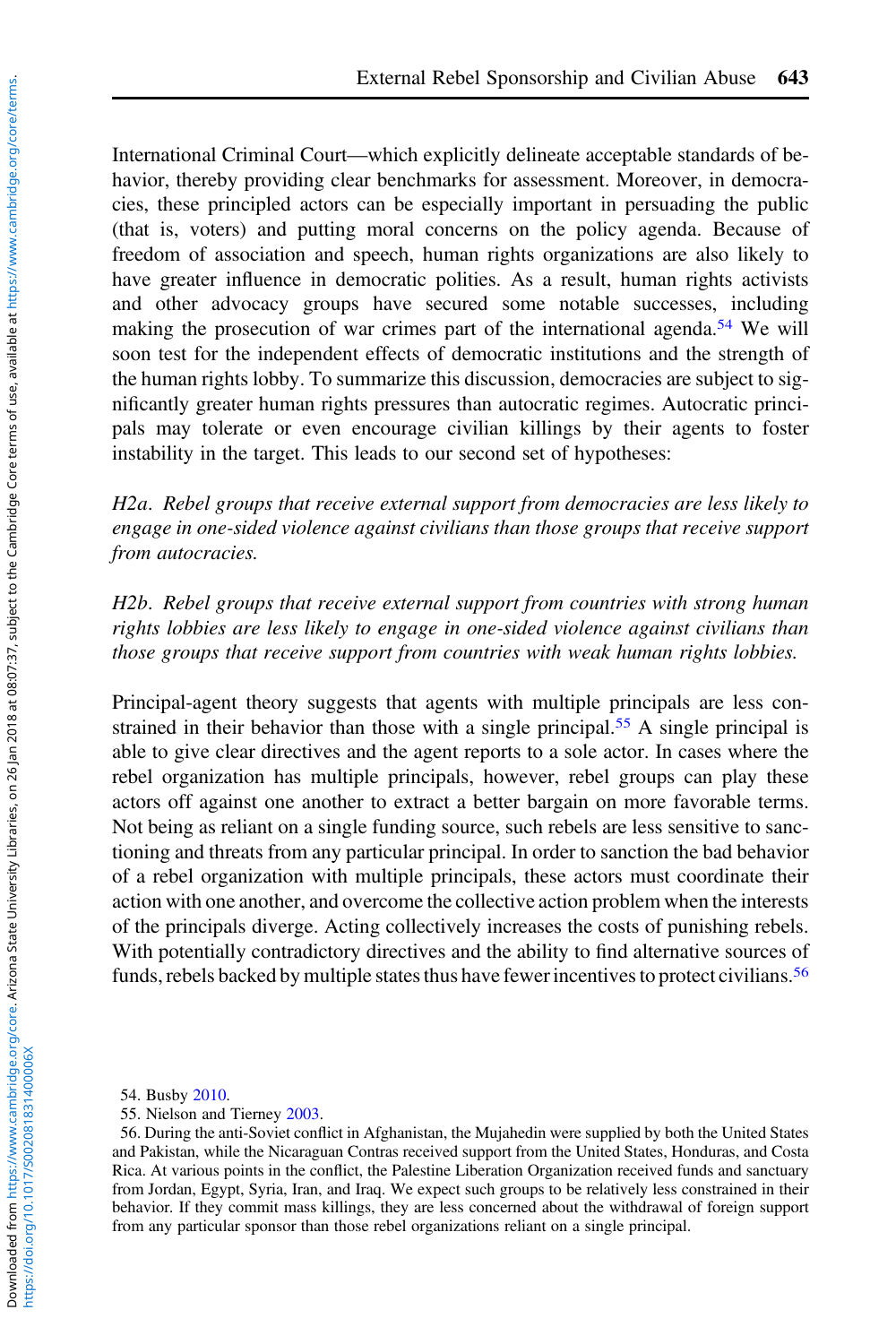International Criminal Court—which explicitly delineate acceptable standards of behavior, thereby providing clear benchmarks for assessment. Moreover, in democracies, these principled actors can be especially important in persuading the public (that is, voters) and putting moral concerns on the policy agenda. Because of freedom of association and speech, human rights organizations are also likely to have greater influence in democratic polities. As a result, human rights activists and other advocacy groups have secured some notable successes, including making the prosecution of war crimes part of the international agenda.[54] We will soon test for the independent effects of democratic institutions and the strength of the human rights lobby. To summarize this discussion, democracies are subject to significantly greater human rights pressures than autocratic regimes. Autocratic principals may tolerate or even encourage civilian killings by their agents to foster instability in the target. This leads to our second set of hypotheses:

*H2a. Rebel groups that receive external support from democracies are less likely to engage in one-sided violence against civilians than those groups that receive support from autocracies.*

*H2b. Rebel groups that receive external support from countries with strong human rights lobbies are less likely to engage in one-sided violence against civilians than those groups that receive support from countries with weak human rights lobbies.*

Principal-agent theory suggests that agents with multiple principals are less constrained in their behavior than those with a single principal.[55] A single principal is able to give clear directives and the agent reports to a sole actor. In cases where the rebel organization has multiple principals, however, rebel groups can play these actors off against one another to extract a better bargain on more favorable terms. Not being as reliant on a single funding source, such rebels are less sensitive to sanctioning and threats from any particular principal. In order to sanction the bad behavior of a rebel organization with multiple principals, these actors must coordinate their action with one another, and overcome the collective action problem when the interests of the principals diverge. Acting collectively increases the costs of punishing rebels. With potentially contradictory directives and the ability to find alternative sources of funds, rebels backed by multiple states thus have fewer incentives to protect civilians.[56]

54. Busby 2010.

55. Nielson and Tierney 2003.

56. During the anti-Soviet conflict in Afghanistan, the Mujahedin were supplied by both the United States and Pakistan, while the Nicaraguan Contras received support from the United States, Honduras, and Costa Rica. At various points in the conflict, the Palestine Liberation Organization received funds and sanctuary from Jordan, Egypt, Syria, Iran, and Iraq. We expect such groups to be relatively less constrained in their behavior. If they commit mass killings, they are less concerned about the withdrawal of foreign support from any particular sponsor than those rebel organizations reliant on a single principal.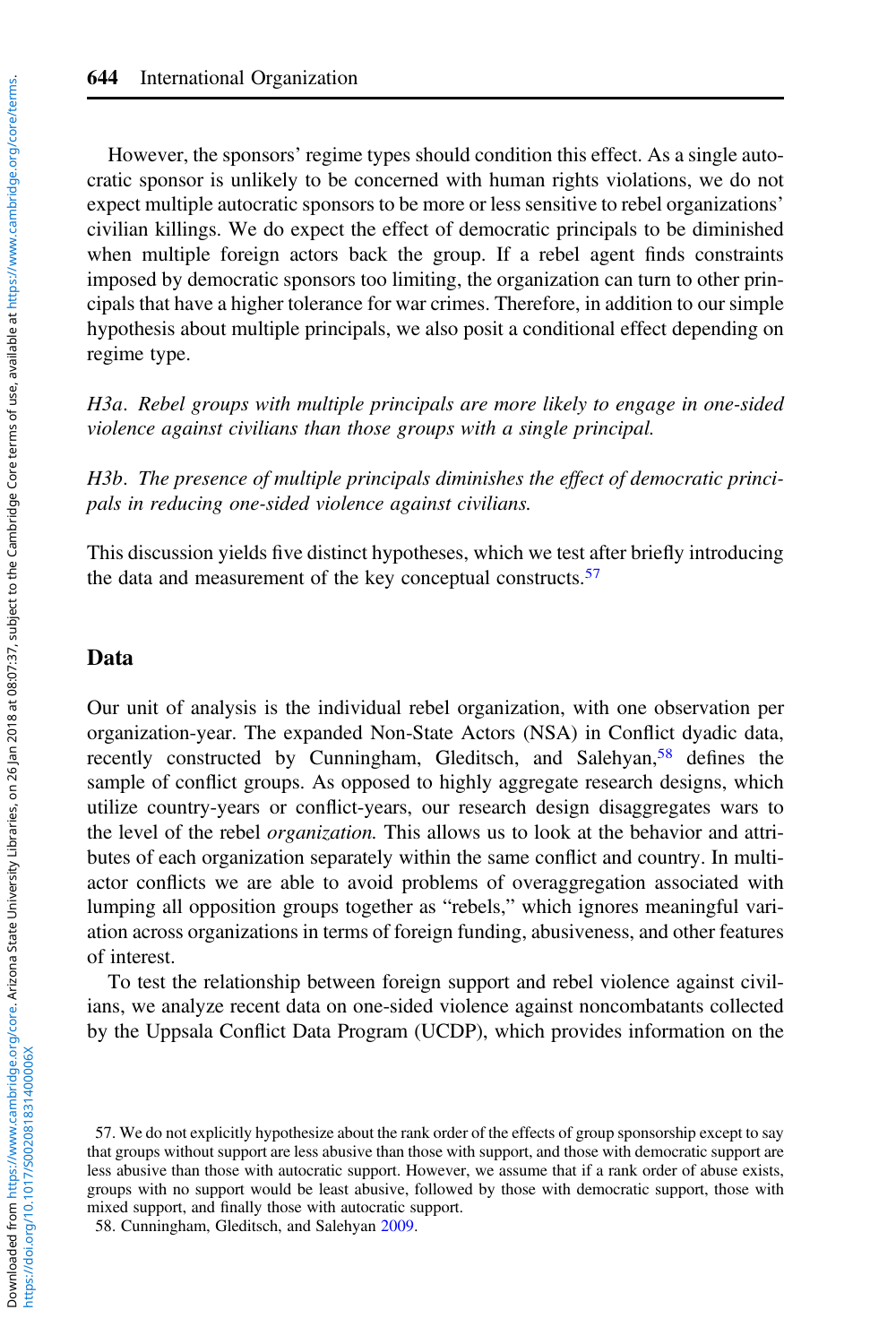However, the sponsors' regime types should condition this effect. As a single autocratic sponsor is unlikely to be concerned with human rights violations, we do not expect multiple autocratic sponsors to be more or less sensitive to rebel organizations' civilian killings. We do expect the effect of democratic principals to be diminished when multiple foreign actors back the group. If a rebel agent finds constraints imposed by democratic sponsors too limiting, the organization can turn to other principals that have a higher tolerance for war crimes. Therefore, in addition to our simple hypothesis about multiple principals, we also posit a conditional effect depending on regime type.

*H3a. Rebel groups with multiple principals are more likely to engage in one-sided violence against civilians than those groups with a single principal.*

*H3b. The presence of multiple principals diminishes the effect of democratic principals in reducing one-sided violence against civilians.*

This discussion yields five distinct hypotheses, which we test after briefly introducing the data and measurement of the key conceptual constructs.[57]

## Data

Our unit of analysis is the individual rebel organization, with one observation per organization-year. The expanded Non-State Actors (NSA) in Conflict dyadic data, recently constructed by Cunningham, Gleditsch, and Salehyan,[58] defines the sample of conflict groups. As opposed to highly aggregate research designs, which utilize country-years or conflict-years, our research design disaggregates wars to the level of the rebel *organization.* This allows us to look at the behavior and attributes of each organization separately within the same conflict and country. In multi-actor conflicts we are able to avoid problems of overaggregation associated with lumping all opposition groups together as "rebels," which ignores meaningful variation across organizations in terms of foreign funding, abusiveness, and other features of interest.

To test the relationship between foreign support and rebel violence against civilians, we analyze recent data on one-sided violence against noncombatants collected by the Uppsala Conflict Data Program (UCDP), which provides information on the

57. We do not explicitly hypothesize about the rank order of the effects of group sponsorship except to say that groups without support are less abusive than those with support, and those with democratic support are less abusive than those with autocratic support. However, we assume that if a rank order of abuse exists, groups with no support would be least abusive, followed by those with democratic support, those with mixed support, and finally those with autocratic support.

58. Cunningham, Gleditsch, and Salehyan 2009.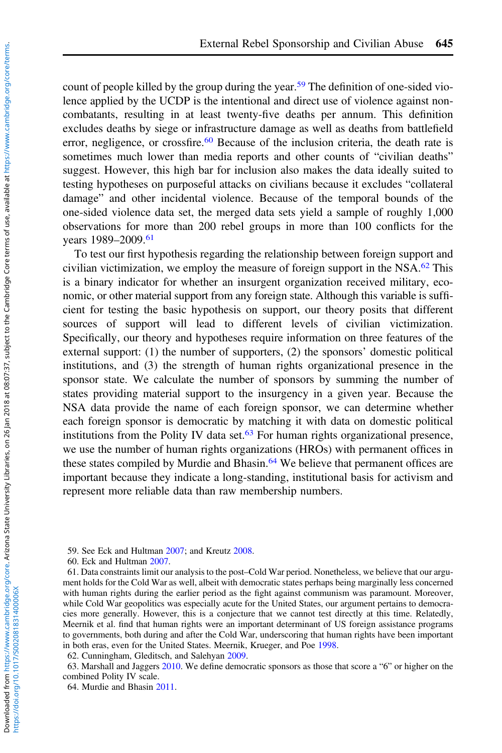count of people killed by the group during the year.[59] The definition of one-sided violence applied by the UCDP is the intentional and direct use of violence against noncombatants, resulting in at least twenty-five deaths per annum. This definition excludes deaths by siege or infrastructure damage as well as deaths from battlefield error, negligence, or crossfire.[60] Because of the inclusion criteria, the death rate is sometimes much lower than media reports and other counts of "civilian deaths" suggest. However, this high bar for inclusion also makes the data ideally suited to testing hypotheses on purposeful attacks on civilians because it excludes "collateral damage" and other incidental violence. Because of the temporal bounds of the one-sided violence data set, the merged data sets yield a sample of roughly 1,000 observations for more than 200 rebel groups in more than 100 conflicts for the years 1989–2009.[61]

To test our first hypothesis regarding the relationship between foreign support and civilian victimization, we employ the measure of foreign support in the NSA.[62] This is a binary indicator for whether an insurgent organization received military, economic, or other material support from any foreign state. Although this variable is sufficient for testing the basic hypothesis on support, our theory posits that different sources of support will lead to different levels of civilian victimization. Specifically, our theory and hypotheses require information on three features of the external support: (1) the number of supporters, (2) the sponsors' domestic political institutions, and (3) the strength of human rights organizational presence in the sponsor state. We calculate the number of sponsors by summing the number of states providing material support to the insurgency in a given year. Because the NSA data provide the name of each foreign sponsor, we can determine whether each foreign sponsor is democratic by matching it with data on domestic political institutions from the Polity IV data set.[63] For human rights organizational presence, we use the number of human rights organizations (HROs) with permanent offices in these states compiled by Murdie and Bhasin.[64] We believe that permanent offices are important because they indicate a long-standing, institutional basis for activism and represent more reliable data than raw membership numbers.

59. See Eck and Hultman 2007; and Kreutz 2008.

60. Eck and Hultman 2007.

61. Data constraints limit our analysis to the post–Cold War period. Nonetheless, we believe that our argument holds for the Cold War as well, albeit with democratic states perhaps being marginally less concerned with human rights during the earlier period as the fight against communism was paramount. Moreover, while Cold War geopolitics was especially acute for the United States, our argument pertains to democracies more generally. However, this is a conjecture that we cannot test directly at this time. Relatedly, Meernik et al. find that human rights were an important determinant of US foreign assistance programs to governments, both during and after the Cold War, underscoring that human rights have been important in both eras, even for the United States. Meernik, Krueger, and Poe 1998.

62. Cunningham, Gleditsch, and Salehyan 2009.

63. Marshall and Jaggers 2010. We define democratic sponsors as those that score a "6" or higher on the combined Polity IV scale.

64. Murdie and Bhasin 2011.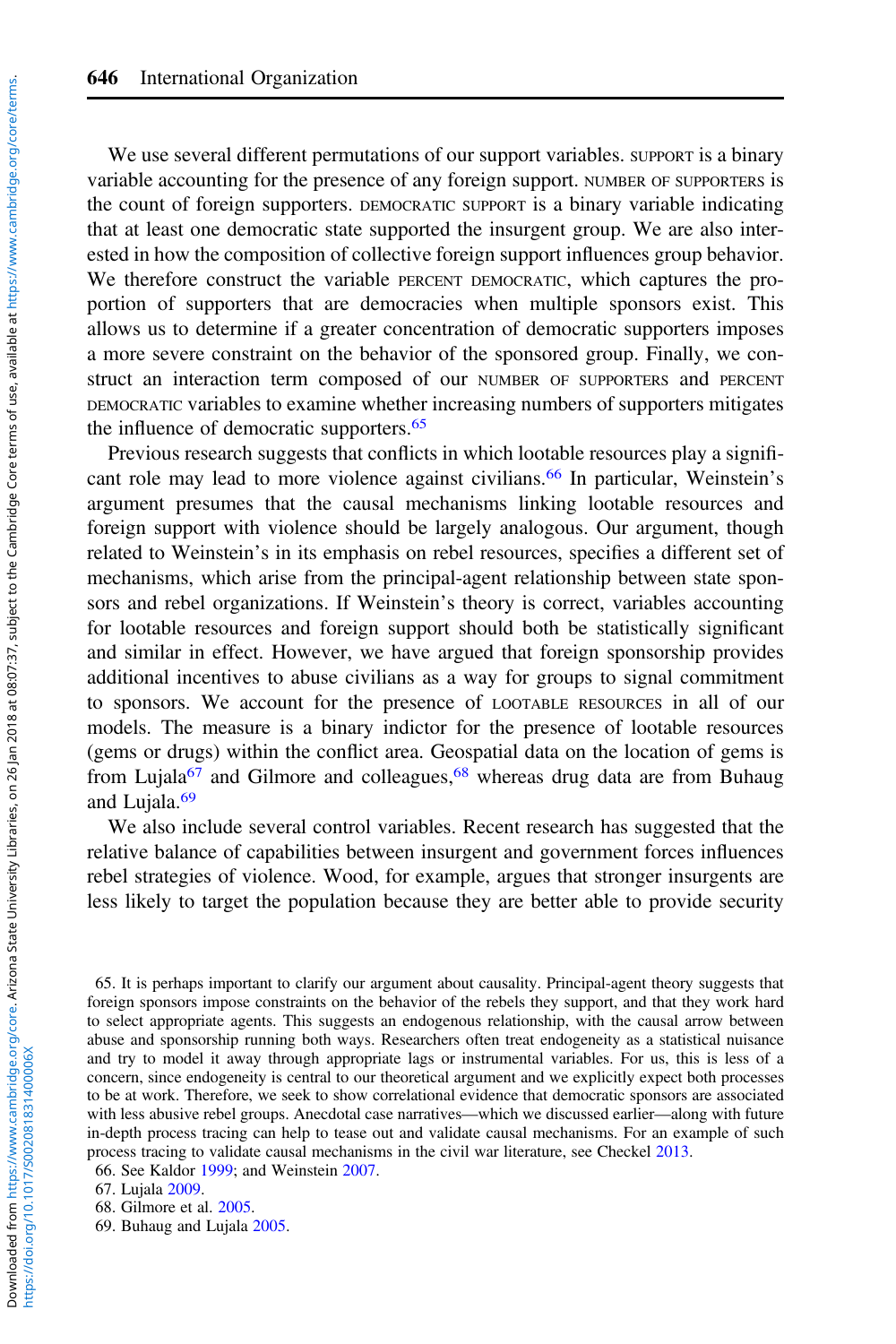We use several different permutations of our support variables. SUPPORT is a binary variable accounting for the presence of any foreign support. NUMBER OF SUPPORTERS is the count of foreign supporters. DEMOCRATIC SUPPORT is a binary variable indicating that at least one democratic state supported the insurgent group. We are also interested in how the composition of collective foreign support influences group behavior. We therefore construct the variable PERCENT DEMOCRATIC, which captures the proportion of supporters that are democracies when multiple sponsors exist. This allows us to determine if a greater concentration of democratic supporters imposes a more severe constraint on the behavior of the sponsored group. Finally, we construct an interaction term composed of our NUMBER OF SUPPORTERS and PERCENT DEMOCRATIC variables to examine whether increasing numbers of supporters mitigates the influence of democratic supporters.[65]

Previous research suggests that conflicts in which lootable resources play a significant role may lead to more violence against civilians.[66] In particular, Weinstein's argument presumes that the causal mechanisms linking lootable resources and foreign support with violence should be largely analogous. Our argument, though related to Weinstein's in its emphasis on rebel resources, specifies a different set of mechanisms, which arise from the principal-agent relationship between state sponsors and rebel organizations. If Weinstein's theory is correct, variables accounting for lootable resources and foreign support should both be statistically significant and similar in effect. However, we have argued that foreign sponsorship provides additional incentives to abuse civilians as a way for groups to signal commitment to sponsors. We account for the presence of LOOTABLE RESOURCES in all of our models. The measure is a binary indictor for the presence of lootable resources (gems or drugs) within the conflict area. Geospatial data on the location of gems is from Lujala[67] and Gilmore and colleagues,[68] whereas drug data are from Buhaug and Lujala.[69]

We also include several control variables. Recent research has suggested that the relative balance of capabilities between insurgent and government forces influences rebel strategies of violence. Wood, for example, argues that stronger insurgents are less likely to target the population because they are better able to provide security

65. It is perhaps important to clarify our argument about causality. Principal-agent theory suggests that foreign sponsors impose constraints on the behavior of the rebels they support, and that they work hard to select appropriate agents. This suggests an endogenous relationship, with the causal arrow between abuse and sponsorship running both ways. Researchers often treat endogeneity as a statistical nuisance and try to model it away through appropriate lags or instrumental variables. For us, this is less of a concern, since endogeneity is central to our theoretical argument and we explicitly expect both processes to be at work. Therefore, we seek to show correlational evidence that democratic sponsors are associated with less abusive rebel groups. Anecdotal case narratives—which we discussed earlier—along with future in-depth process tracing can help to tease out and validate causal mechanisms. For an example of such process tracing to validate causal mechanisms in the civil war literature, see Checkel 2013.

66. See Kaldor 1999; and Weinstein 2007.

67. Lujala 2009.

68. Gilmore et al. 2005.

69. Buhaug and Lujala 2005.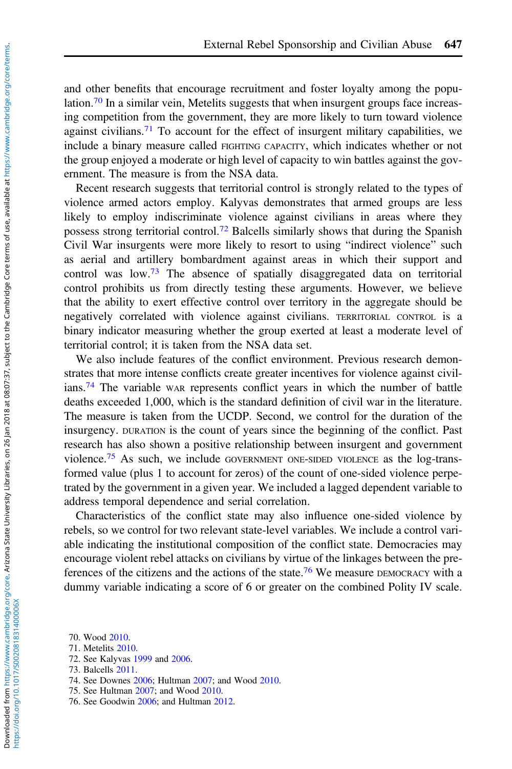and other benefits that encourage recruitment and foster loyalty among the population.[70] In a similar vein, Metelits suggests that when insurgent groups face increasing competition from the government, they are more likely to turn toward violence against civilians.[71] To account for the effect of insurgent military capabilities, we include a binary measure called FIGHTING CAPACITY, which indicates whether or not the group enjoyed a moderate or high level of capacity to win battles against the government. The measure is from the NSA data.

Recent research suggests that territorial control is strongly related to the types of violence armed actors employ. Kalyvas demonstrates that armed groups are less likely to employ indiscriminate violence against civilians in areas where they possess strong territorial control.[72] Balcells similarly shows that during the Spanish Civil War insurgents were more likely to resort to using "indirect violence" such as aerial and artillery bombardment against areas in which their support and control was low.[73] The absence of spatially disaggregated data on territorial control prohibits us from directly testing these arguments. However, we believe that the ability to exert effective control over territory in the aggregate should be negatively correlated with violence against civilians. TERRITORIAL CONTROL is a binary indicator measuring whether the group exerted at least a moderate level of territorial control; it is taken from the NSA data set.

We also include features of the conflict environment. Previous research demonstrates that more intense conflicts create greater incentives for violence against civilians.[74] The variable WAR represents conflict years in which the number of battle deaths exceeded 1,000, which is the standard definition of civil war in the literature. The measure is taken from the UCDP. Second, we control for the duration of the insurgency. DURATION is the count of years since the beginning of the conflict. Past research has also shown a positive relationship between insurgent and government violence.[75] As such, we include GOVERNMENT ONE-SIDED VIOLENCE as the log-transformed value (plus 1 to account for zeros) of the count of one-sided violence perpetrated by the government in a given year. We included a lagged dependent variable to address temporal dependence and serial correlation.

Characteristics of the conflict state may also influence one-sided violence by rebels, so we control for two relevant state-level variables. We include a control variable indicating the institutional composition of the conflict state. Democracies may encourage violent rebel attacks on civilians by virtue of the linkages between the preferences of the citizens and the actions of the state.[76] We measure DEMOCRACY with a dummy variable indicating a score of 6 or greater on the combined Polity IV scale.

70. Wood 2010.
71. Metelits 2010.
72. See Kalyvas 1999 and 2006.
73. Balcells 2011.
74. See Downes 2006; Hultman 2007; and Wood 2010.
75. See Hultman 2007; and Wood 2010.
76. See Goodwin 2006; and Hultman 2012.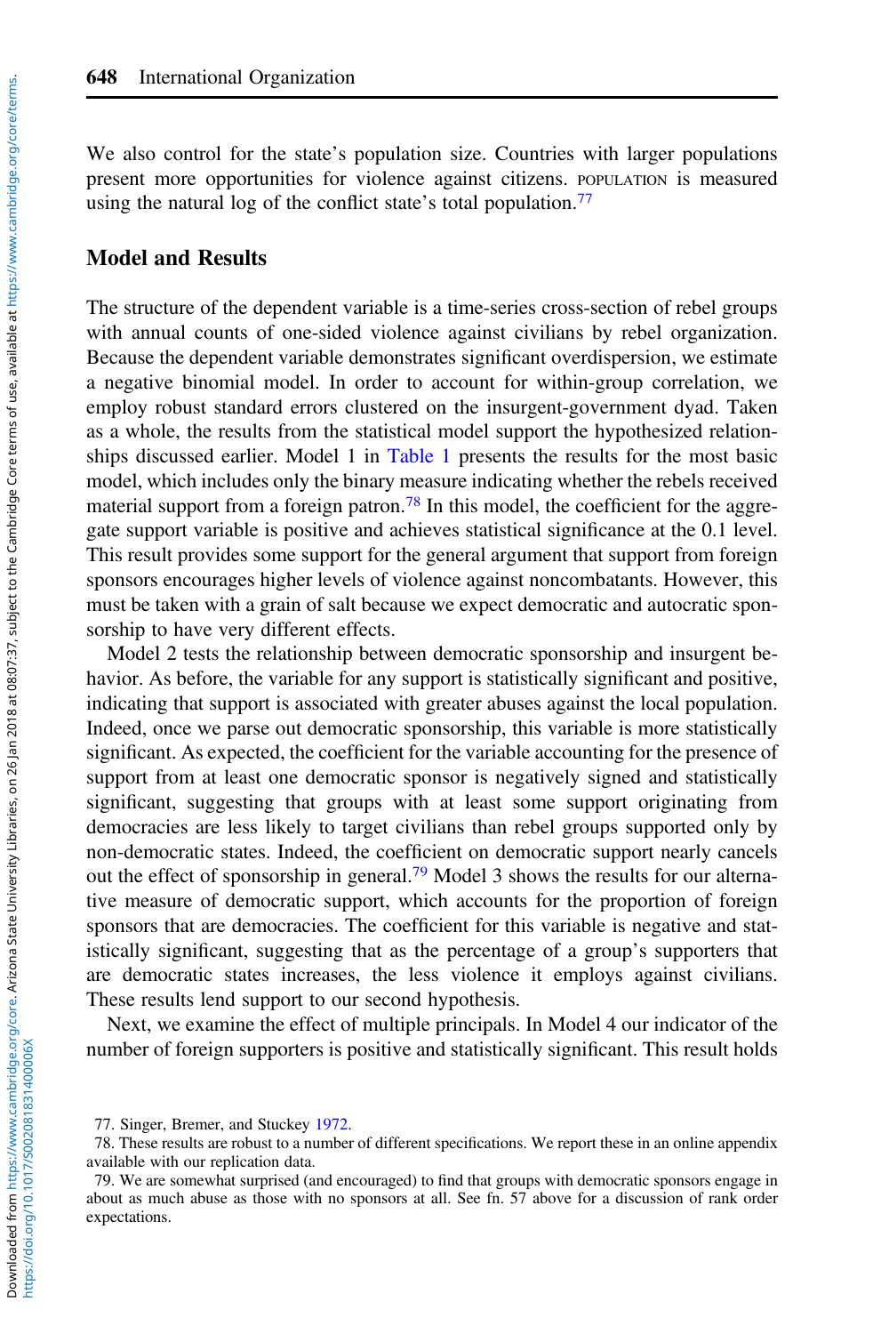We also control for the state's population size. Countries with larger populations present more opportunities for violence against citizens. POPULATION is measured using the natural log of the conflict state's total population.[77]

## Model and Results

The structure of the dependent variable is a time-series cross-section of rebel groups with annual counts of one-sided violence against civilians by rebel organization. Because the dependent variable demonstrates significant overdispersion, we estimate a negative binomial model. In order to account for within-group correlation, we employ robust standard errors clustered on the insurgent-government dyad. Taken as a whole, the results from the statistical model support the hypothesized relationships discussed earlier. Model 1 in Table 1 presents the results for the most basic model, which includes only the binary measure indicating whether the rebels received material support from a foreign patron.[78] In this model, the coefficient for the aggregate support variable is positive and achieves statistical significance at the 0.1 level. This result provides some support for the general argument that support from foreign sponsors encourages higher levels of violence against noncombatants. However, this must be taken with a grain of salt because we expect democratic and autocratic sponsorship to have very different effects.

Model 2 tests the relationship between democratic sponsorship and insurgent behavior. As before, the variable for any support is statistically significant and positive, indicating that support is associated with greater abuses against the local population. Indeed, once we parse out democratic sponsorship, this variable is more statistically significant. As expected, the coefficient for the variable accounting for the presence of support from at least one democratic sponsor is negatively signed and statistically significant, suggesting that groups with at least some support originating from democracies are less likely to target civilians than rebel groups supported only by non-democratic states. Indeed, the coefficient on democratic support nearly cancels out the effect of sponsorship in general.[79] Model 3 shows the results for our alternative measure of democratic support, which accounts for the proportion of foreign sponsors that are democracies. The coefficient for this variable is negative and statistically significant, suggesting that as the percentage of a group's supporters that are democratic states increases, the less violence it employs against civilians. These results lend support to our second hypothesis.

Next, we examine the effect of multiple principals. In Model 4 our indicator of the number of foreign supporters is positive and statistically significant. This result holds

77. Singer, Bremer, and Stuckey 1972.

78. These results are robust to a number of different specifications. We report these in an online appendix available with our replication data.

79. We are somewhat surprised (and encouraged) to find that groups with democratic sponsors engage in about as much abuse as those with no sponsors at all. See fn. 57 above for a discussion of rank order expectations.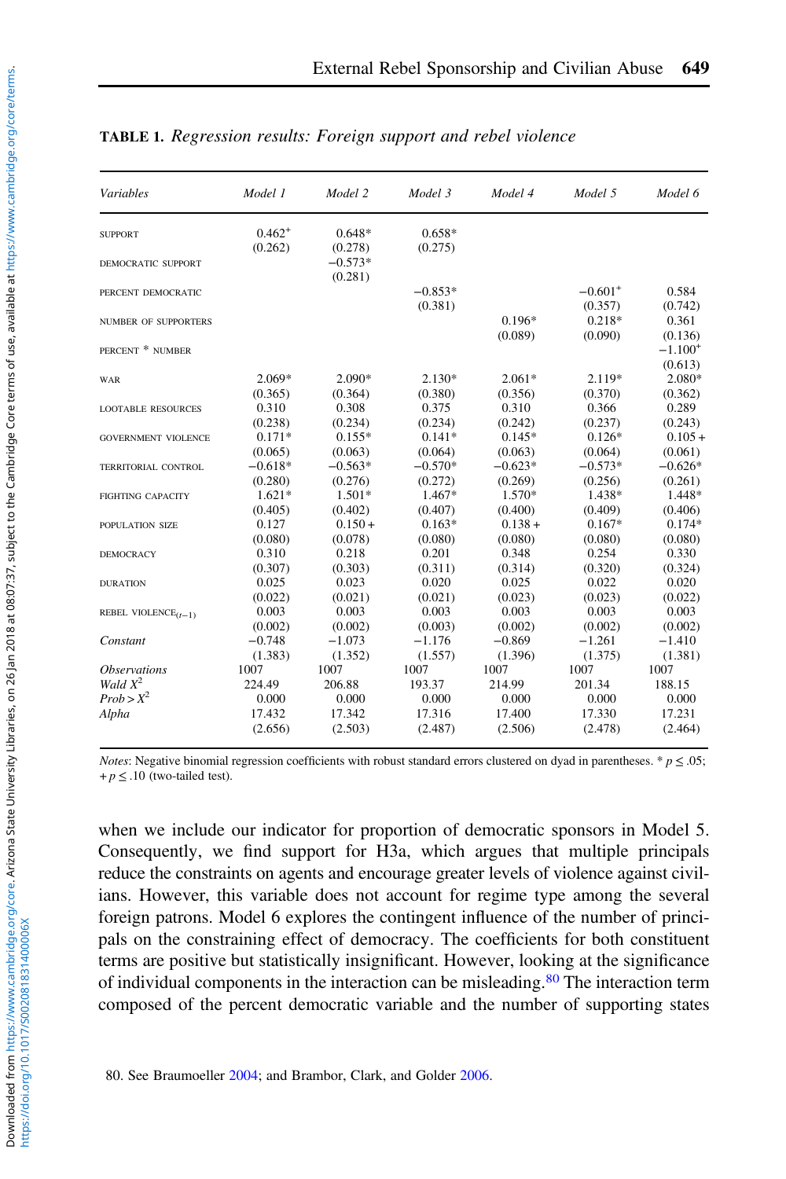**TABLE 1.** *Regression results: Foreign support and rebel violence*

| *Variables* | *Model 1* | *Model 2* | *Model 3* | *Model 4* | *Model 5* | *Model 6* |
|---|---|---|---|---|---|---|
| SUPPORT | 0.462$^{+}$ | 0.648* | 0.658* | | | |
| | (0.262) | (0.278) | (0.275) | | | |
| DEMOCRATIC SUPPORT | | −0.573* | | | | |
| | | (0.281) | | | | |
| PERCENT DEMOCRATIC | | | −0.853* | | −0.601$^{+}$ | 0.584 |
| | | | (0.381) | | (0.357) | (0.742) |
| NUMBER OF SUPPORTERS | | | | 0.196* | 0.218* | 0.361 |
| | | | | (0.089) | (0.090) | (0.136) |
| PERCENT * NUMBER | | | | | | −1.100$^{+}$ |
| | | | | | | (0.613) |
| WAR | 2.069* | 2.090* | 2.130* | 2.061* | 2.119* | 2.080* |
| | (0.365) | (0.364) | (0.380) | (0.356) | (0.370) | (0.362) |
| LOOTABLE RESOURCES | 0.310 | 0.308 | 0.375 | 0.310 | 0.366 | 0.289 |
| | (0.238) | (0.234) | (0.234) | (0.242) | (0.237) | (0.243) |
| GOVERNMENT VIOLENCE | 0.171* | 0.155* | 0.141* | 0.145* | 0.126* | 0.105 + |
| | (0.065) | (0.063) | (0.064) | (0.063) | (0.064) | (0.061) |
| TERRITORIAL CONTROL | −0.618* | −0.563* | −0.570* | −0.623* | −0.573* | −0.626* |
| | (0.280) | (0.276) | (0.272) | (0.269) | (0.256) | (0.261) |
| FIGHTING CAPACITY | 1.621* | 1.501* | 1.467* | 1.570* | 1.438* | 1.448* |
| | (0.405) | (0.402) | (0.407) | (0.400) | (0.409) | (0.406) |
| POPULATION SIZE | 0.127 | 0.150 + | 0.163* | 0.138 + | 0.167* | 0.174* |
| | (0.080) | (0.078) | (0.080) | (0.080) | (0.080) | (0.080) |
| DEMOCRACY | 0.310 | 0.218 | 0.201 | 0.348 | 0.254 | 0.330 |
| | (0.307) | (0.303) | (0.311) | (0.314) | (0.320) | (0.324) |
| DURATION | 0.025 | 0.023 | 0.020 | 0.025 | 0.022 | 0.020 |
| | (0.022) | (0.021) | (0.021) | (0.023) | (0.023) | (0.022) |
| REBEL VIOLENCE$_{(t-1)}$ | 0.003 | 0.003 | 0.003 | 0.003 | 0.003 | 0.003 |
| | (0.002) | (0.002) | (0.003) | (0.002) | (0.002) | (0.002) |
| *Constant* | −0.748 | −1.073 | −1.176 | −0.869 | −1.261 | −1.410 |
| | (1.383) | (1.352) | (1.557) | (1.396) | (1.375) | (1.381) |
| *Observations* | 1007 | 1007 | 1007 | 1007 | 1007 | 1007 |
| *Wald* $X^2$ | 224.49 | 206.88 | 193.37 | 214.99 | 201.34 | 188.15 |
| *Prob* $> X^2$ | 0.000 | 0.000 | 0.000 | 0.000 | 0.000 | 0.000 |
| *Alpha* | 17.432 | 17.342 | 17.316 | 17.400 | 17.330 | 17.231 |
| | (2.656) | (2.503) | (2.487) | (2.506) | (2.478) | (2.464) |

*Notes*: Negative binomial regression coefficients with robust standard errors clustered on dyad in parentheses. * $p \leq .05$; + $p \leq .10$ (two-tailed test).

when we include our indicator for proportion of democratic sponsors in Model 5. Consequently, we find support for H3a, which argues that multiple principals reduce the constraints on agents and encourage greater levels of violence against civilians. However, this variable does not account for regime type among the several foreign patrons. Model 6 explores the contingent influence of the number of principals on the constraining effect of democracy. The coefficients for both constituent terms are positive but statistically insignificant. However, looking at the significance of individual components in the interaction can be misleading.[80] The interaction term composed of the percent democratic variable and the number of supporting states

80. See Braumoeller 2004; and Brambor, Clark, and Golder 2006.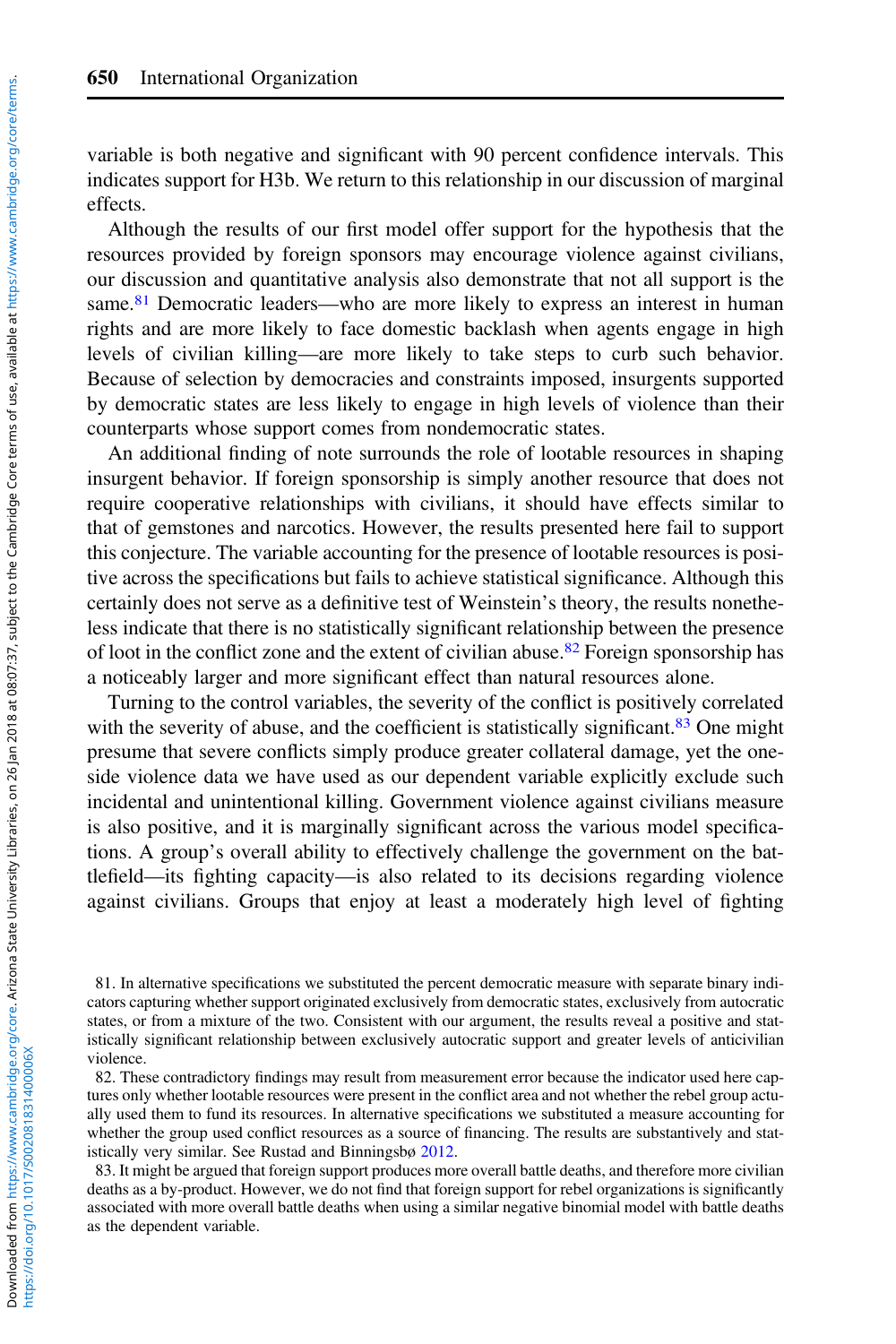variable is both negative and significant with 90 percent confidence intervals. This indicates support for H3b. We return to this relationship in our discussion of marginal effects.

Although the results of our first model offer support for the hypothesis that the resources provided by foreign sponsors may encourage violence against civilians, our discussion and quantitative analysis also demonstrate that not all support is the same.[81] Democratic leaders—who are more likely to express an interest in human rights and are more likely to face domestic backlash when agents engage in high levels of civilian killing—are more likely to take steps to curb such behavior. Because of selection by democracies and constraints imposed, insurgents supported by democratic states are less likely to engage in high levels of violence than their counterparts whose support comes from nondemocratic states.

An additional finding of note surrounds the role of lootable resources in shaping insurgent behavior. If foreign sponsorship is simply another resource that does not require cooperative relationships with civilians, it should have effects similar to that of gemstones and narcotics. However, the results presented here fail to support this conjecture. The variable accounting for the presence of lootable resources is positive across the specifications but fails to achieve statistical significance. Although this certainly does not serve as a definitive test of Weinstein's theory, the results nonetheless indicate that there is no statistically significant relationship between the presence of loot in the conflict zone and the extent of civilian abuse.[82] Foreign sponsorship has a noticeably larger and more significant effect than natural resources alone.

Turning to the control variables, the severity of the conflict is positively correlated with the severity of abuse, and the coefficient is statistically significant.[83] One might presume that severe conflicts simply produce greater collateral damage, yet the one-side violence data we have used as our dependent variable explicitly exclude such incidental and unintentional killing. Government violence against civilians measure is also positive, and it is marginally significant across the various model specifications. A group's overall ability to effectively challenge the government on the battlefield—its fighting capacity—is also related to its decisions regarding violence against civilians. Groups that enjoy at least a moderately high level of fighting

81. In alternative specifications we substituted the percent democratic measure with separate binary indicators capturing whether support originated exclusively from democratic states, exclusively from autocratic states, or from a mixture of the two. Consistent with our argument, the results reveal a positive and statistically significant relationship between exclusively autocratic support and greater levels of anticivilian violence.

82. These contradictory findings may result from measurement error because the indicator used here captures only whether lootable resources were present in the conflict area and not whether the rebel group actually used them to fund its resources. In alternative specifications we substituted a measure accounting for whether the group used conflict resources as a source of financing. The results are substantively and statistically very similar. See Rustad and Binningsbø 2012.

83. It might be argued that foreign support produces more overall battle deaths, and therefore more civilian deaths as a by-product. However, we do not find that foreign support for rebel organizations is significantly associated with more overall battle deaths when using a similar negative binomial model with battle deaths as the dependent variable.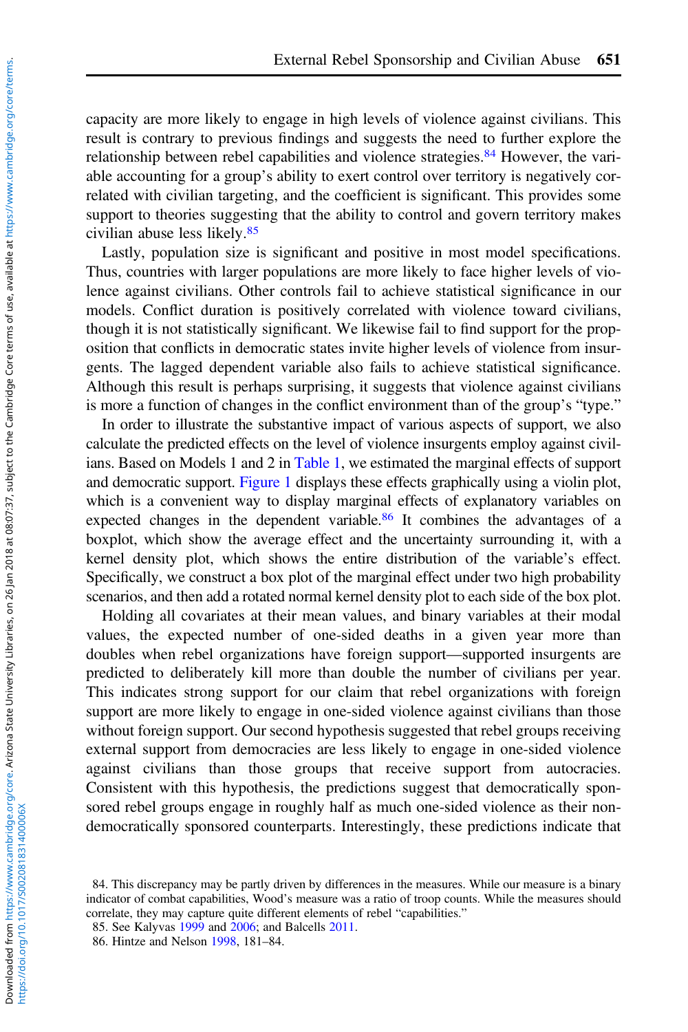capacity are more likely to engage in high levels of violence against civilians. This result is contrary to previous findings and suggests the need to further explore the relationship between rebel capabilities and violence strategies.[84] However, the variable accounting for a group's ability to exert control over territory is negatively correlated with civilian targeting, and the coefficient is significant. This provides some support to theories suggesting that the ability to control and govern territory makes civilian abuse less likely.[85]

Lastly, population size is significant and positive in most model specifications. Thus, countries with larger populations are more likely to face higher levels of violence against civilians. Other controls fail to achieve statistical significance in our models. Conflict duration is positively correlated with violence toward civilians, though it is not statistically significant. We likewise fail to find support for the proposition that conflicts in democratic states invite higher levels of violence from insurgents. The lagged dependent variable also fails to achieve statistical significance. Although this result is perhaps surprising, it suggests that violence against civilians is more a function of changes in the conflict environment than of the group's "type."

In order to illustrate the substantive impact of various aspects of support, we also calculate the predicted effects on the level of violence insurgents employ against civilians. Based on Models 1 and 2 in Table 1, we estimated the marginal effects of support and democratic support. Figure 1 displays these effects graphically using a violin plot, which is a convenient way to display marginal effects of explanatory variables on expected changes in the dependent variable.[86] It combines the advantages of a boxplot, which show the average effect and the uncertainty surrounding it, with a kernel density plot, which shows the entire distribution of the variable's effect. Specifically, we construct a box plot of the marginal effect under two high probability scenarios, and then add a rotated normal kernel density plot to each side of the box plot.

Holding all covariates at their mean values, and binary variables at their modal values, the expected number of one-sided deaths in a given year more than doubles when rebel organizations have foreign support—supported insurgents are predicted to deliberately kill more than double the number of civilians per year. This indicates strong support for our claim that rebel organizations with foreign support are more likely to engage in one-sided violence against civilians than those without foreign support. Our second hypothesis suggested that rebel groups receiving external support from democracies are less likely to engage in one-sided violence against civilians than those groups that receive support from autocracies. Consistent with this hypothesis, the predictions suggest that democratically sponsored rebel groups engage in roughly half as much one-sided violence as their non-democratically sponsored counterparts. Interestingly, these predictions indicate that

84. This discrepancy may be partly driven by differences in the measures. While our measure is a binary indicator of combat capabilities, Wood's measure was a ratio of troop counts. While the measures should correlate, they may capture quite different elements of rebel "capabilities."

85. See Kalyvas 1999 and 2006; and Balcells 2011.

86. Hintze and Nelson 1998, 181–84.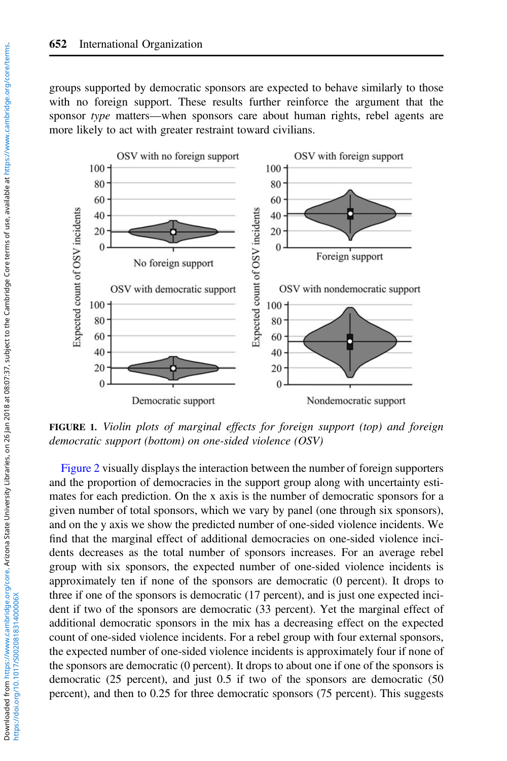groups supported by democratic sponsors are expected to behave similarly to those with no foreign support. These results further reinforce the argument that the sponsor *type* matters—when sponsors care about human rights, rebel agents are more likely to act with greater restraint toward civilians.

OSV with no foreign support
100
80
60
40
20
0
No foreign support

OSV with foreign support
100
80
60
40
20
0
Foreign support

OSV with democratic support
100
80
60
40
20
0
Democratic support

OSV with nondemocratic support
100
80
60
40
20
0
Nondemocratic support

Expected count of OSV incidents

**FIGURE 1.** *Violin plots of marginal effects for foreign support (top) and foreign democratic support (bottom) on one-sided violence (OSV)*

Figure 2 visually displays the interaction between the number of foreign supporters and the proportion of democracies in the support group along with uncertainty estimates for each prediction. On the x axis is the number of democratic sponsors for a given number of total sponsors, which we vary by panel (one through six sponsors), and on the y axis we show the predicted number of one-sided violence incidents. We find that the marginal effect of additional democracies on one-sided violence incidents decreases as the total number of sponsors increases. For an average rebel group with six sponsors, the expected number of one-sided violence incidents is approximately ten if none of the sponsors are democratic (0 percent). It drops to three if one of the sponsors is democratic (17 percent), and is just one expected incident if two of the sponsors are democratic (33 percent). Yet the marginal effect of additional democratic sponsors in the mix has a decreasing effect on the expected count of one-sided violence incidents. For a rebel group with four external sponsors, the expected number of one-sided violence incidents is approximately four if none of the sponsors are democratic (0 percent). It drops to about one if one of the sponsors is democratic (25 percent), and just 0.5 if two of the sponsors are democratic (50 percent), and then to 0.25 for three democratic sponsors (75 percent). This suggests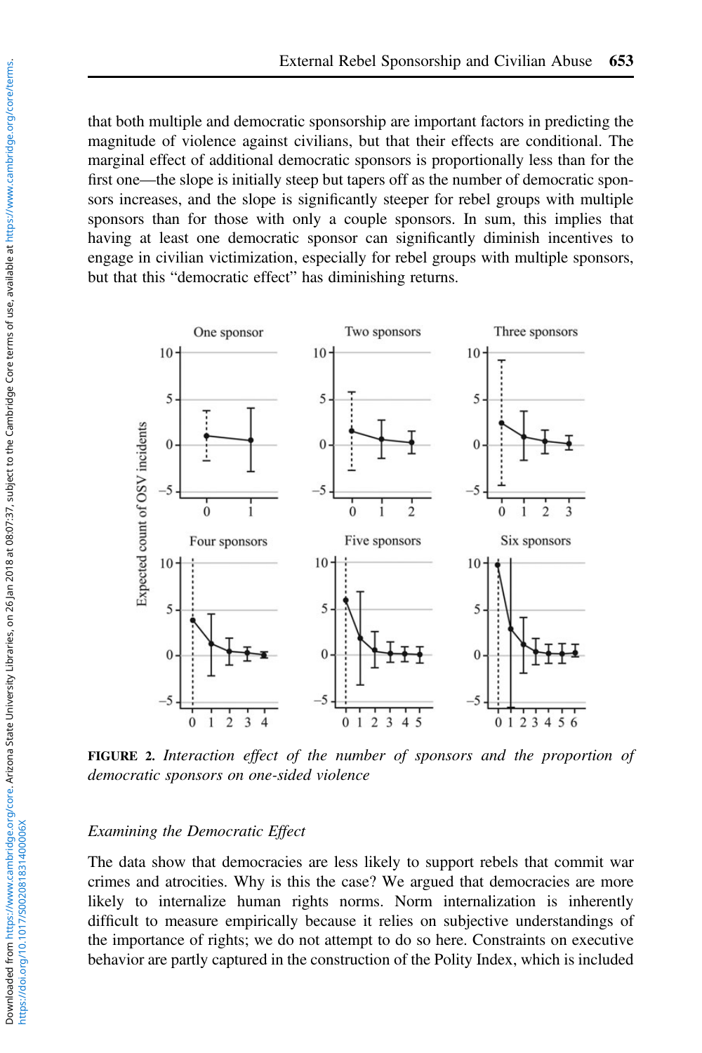that both multiple and democratic sponsorship are important factors in predicting the magnitude of violence against civilians, but that their effects are conditional. The marginal effect of additional democratic sponsors is proportionally less than for the first one—the slope is initially steep but tapers off as the number of democratic sponsors increases, and the slope is significantly steeper for rebel groups with multiple sponsors than for those with only a couple sponsors. In sum, this implies that having at least one democratic sponsor can significantly diminish incentives to engage in civilian victimization, especially for rebel groups with multiple sponsors, but that this "democratic effect" has diminishing returns.

Expected count of OSV incidents

One sponsor
10
5
0
−5
0 1

Two sponsors
10
5
0
−5
0 1 2

Three sponsors
10
5
0
−5
0 1 2 3

Four sponsors
10
5
0
−5
0 1 2 3 4

Five sponsors
10
5
0
−5
0 1 2 3 4 5

Six sponsors
10
5
0
−5
0 1 2 3 4 5 6

**FIGURE 2.** *Interaction effect of the number of sponsors and the proportion of democratic sponsors on one-sided violence*

### *Examining the Democratic Effect*

The data show that democracies are less likely to support rebels that commit war crimes and atrocities. Why is this the case? We argued that democracies are more likely to internalize human rights norms. Norm internalization is inherently difficult to measure empirically because it relies on subjective understandings of the importance of rights; we do not attempt to do so here. Constraints on executive behavior are partly captured in the construction of the Polity Index, which is included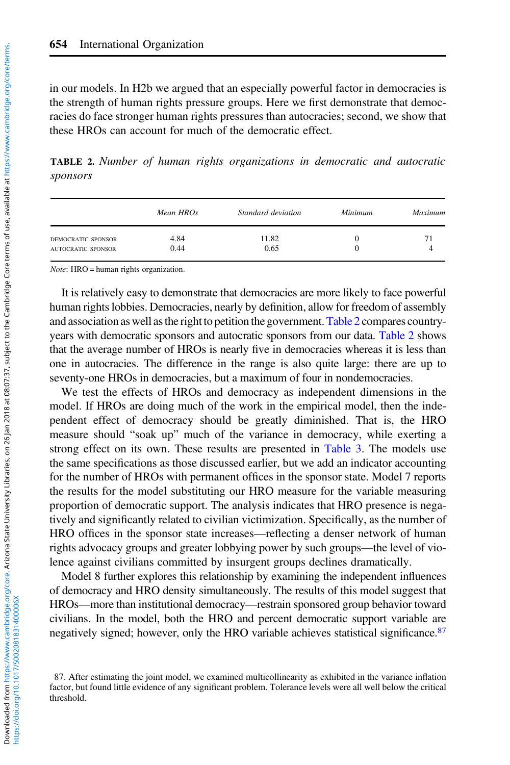in our models. In H2b we argued that an especially powerful factor in democracies is the strength of human rights pressure groups. Here we first demonstrate that democracies do face stronger human rights pressures than autocracies; second, we show that these HROs can account for much of the democratic effect.

**TABLE 2.** *Number of human rights organizations in democratic and autocratic sponsors*

| | *Mean HROs* | *Standard deviation* | *Minimum* | *Maximum* |
|---|---|---|---|---|
| DEMOCRATIC SPONSOR | 4.84 | 11.82 | 0 | 71 |
| AUTOCRATIC SPONSOR | 0.44 | 0.65 | 0 | 4 |

*Note*: HRO = human rights organization.

It is relatively easy to demonstrate that democracies are more likely to face powerful human rights lobbies. Democracies, nearly by definition, allow for freedom of assembly and association as well as the right to petition the government. Table 2 compares country-years with democratic sponsors and autocratic sponsors from our data. Table 2 shows that the average number of HROs is nearly five in democracies whereas it is less than one in autocracies. The difference in the range is also quite large: there are up to seventy-one HROs in democracies, but a maximum of four in nondemocracies.

We test the effects of HROs and democracy as independent dimensions in the model. If HROs are doing much of the work in the empirical model, then the independent effect of democracy should be greatly diminished. That is, the HRO measure should "soak up" much of the variance in democracy, while exerting a strong effect on its own. These results are presented in Table 3. The models use the same specifications as those discussed earlier, but we add an indicator accounting for the number of HROs with permanent offices in the sponsor state. Model 7 reports the results for the model substituting our HRO measure for the variable measuring proportion of democratic support. The analysis indicates that HRO presence is negatively and significantly related to civilian victimization. Specifically, as the number of HRO offices in the sponsor state increases—reflecting a denser network of human rights advocacy groups and greater lobbying power by such groups—the level of violence against civilians committed by insurgent groups declines dramatically.

Model 8 further explores this relationship by examining the independent influences of democracy and HRO density simultaneously. The results of this model suggest that HROs—more than institutional democracy—restrain sponsored group behavior toward civilians. In the model, both the HRO and percent democratic support variable are negatively signed; however, only the HRO variable achieves statistical significance.[87]

87. After estimating the joint model, we examined multicollinearity as exhibited in the variance inflation factor, but found little evidence of any significant problem. Tolerance levels were all well below the critical threshold.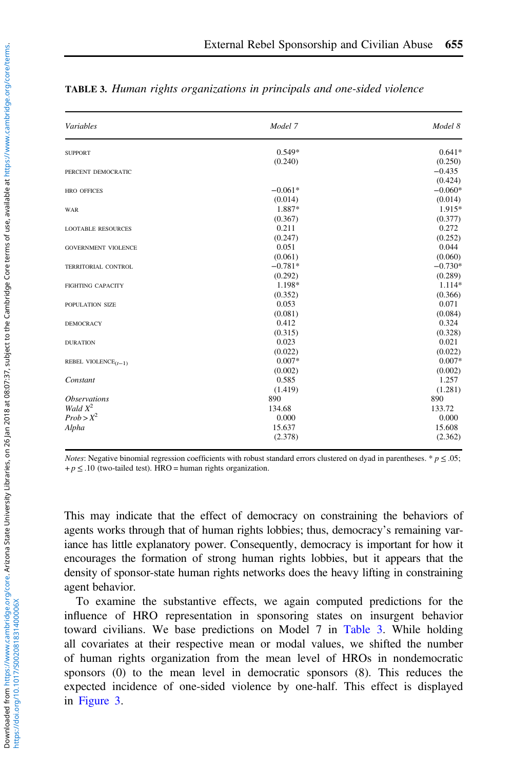**TABLE 3.** *Human rights organizations in principals and one-sided violence*

| *Variables* | *Model 7* | *Model 8* |
|---|---|---|
| SUPPORT | 0.549* | 0.641* |
| | (0.240) | (0.250) |
| PERCENT DEMOCRATIC | | −0.435 |
| | | (0.424) |
| HRO OFFICES | −0.061* | −0.060* |
| | (0.014) | (0.014) |
| WAR | 1.887* | 1.915* |
| | (0.367) | (0.377) |
| LOOTABLE RESOURCES | 0.211 | 0.272 |
| | (0.247) | (0.252) |
| GOVERNMENT VIOLENCE | 0.051 | 0.044 |
| | (0.061) | (0.060) |
| TERRITORIAL CONTROL | −0.781* | −0.730* |
| | (0.292) | (0.289) |
| FIGHTING CAPACITY | 1.198* | 1.114* |
| | (0.352) | (0.366) |
| POPULATION SIZE | 0.053 | 0.071 |
| | (0.081) | (0.084) |
| DEMOCRACY | 0.412 | 0.324 |
| | (0.315) | (0.328) |
| DURATION | 0.023 | 0.021 |
| | (0.022) | (0.022) |
| REBEL VIOLENCE$_{(t-1)}$ | 0.007* | 0.007* |
| | (0.002) | (0.002) |
| *Constant* | 0.585 | 1.257 |
| | (1.419) | (1.281) |
| *Observations* | 890 | 890 |
| *Wald* $X^2$ | 134.68 | 133.72 |
| *Prob* > $X^2$ | 0.000 | 0.000 |
| *Alpha* | 15.637 | 15.608 |
| | (2.378) | (2.362) |

*Notes*: Negative binomial regression coefficients with robust standard errors clustered on dyad in parentheses. * $p \leq .05$; + $p \leq .10$ (two-tailed test). HRO = human rights organization.

This may indicate that the effect of democracy on constraining the behaviors of agents works through that of human rights lobbies; thus, democracy's remaining variance has little explanatory power. Consequently, democracy is important for how it encourages the formation of strong human rights lobbies, but it appears that the density of sponsor-state human rights networks does the heavy lifting in constraining agent behavior.

To examine the substantive effects, we again computed predictions for the influence of HRO representation in sponsoring states on insurgent behavior toward civilians. We base predictions on Model 7 in Table 3. While holding all covariates at their respective mean or modal values, we shifted the number of human rights organization from the mean level of HROs in nondemocratic sponsors (0) to the mean level in democratic sponsors (8). This reduces the expected incidence of one-sided violence by one-half. This effect is displayed in Figure 3.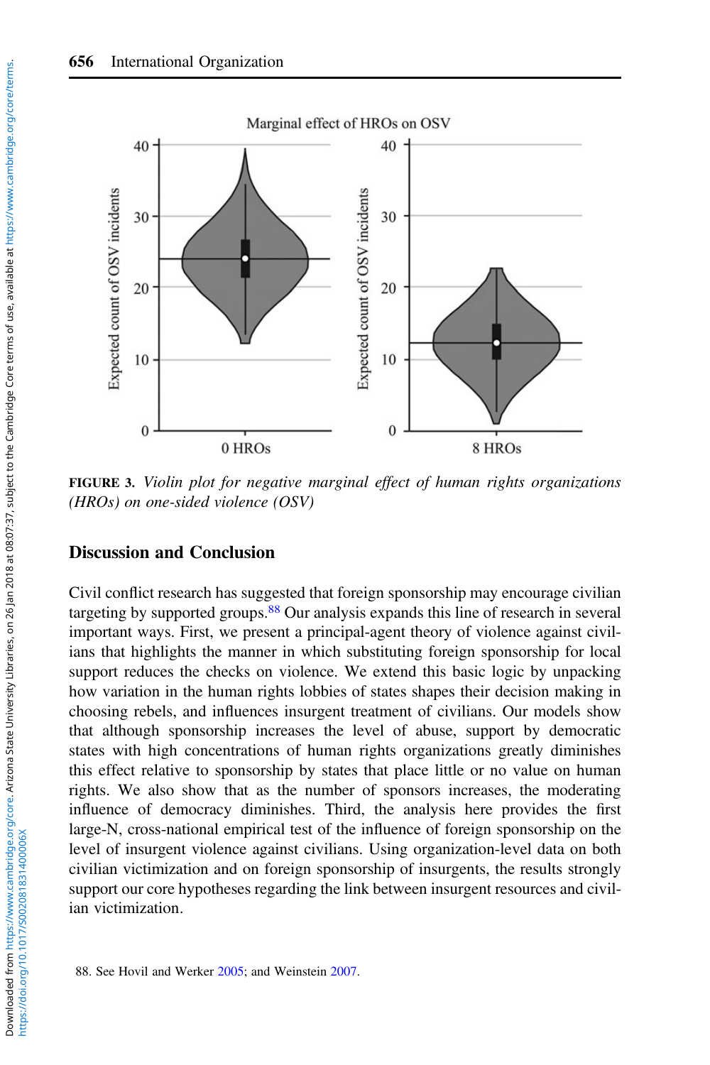Marginal effect of HROs on OSV

Expected count of OSV incidents

40

30

20

10

0

0 HROs

Expected count of OSV incidents

40

30

20

10

0

8 HROs

**FIGURE 3.** *Violin plot for negative marginal effect of human rights organizations (HROs) on one-sided violence (OSV)*

## Discussion and Conclusion

Civil conflict research has suggested that foreign sponsorship may encourage civilian targeting by supported groups.[88] Our analysis expands this line of research in several important ways. First, we present a principal-agent theory of violence against civilians that highlights the manner in which substituting foreign sponsorship for local support reduces the checks on violence. We extend this basic logic by unpacking how variation in the human rights lobbies of states shapes their decision making in choosing rebels, and influences insurgent treatment of civilians. Our models show that although sponsorship increases the level of abuse, support by democratic states with high concentrations of human rights organizations greatly diminishes this effect relative to sponsorship by states that place little or no value on human rights. We also show that as the number of sponsors increases, the moderating influence of democracy diminishes. Third, the analysis here provides the first large-N, cross-national empirical test of the influence of foreign sponsorship on the level of insurgent violence against civilians. Using organization-level data on both civilian victimization and on foreign sponsorship of insurgents, the results strongly support our core hypotheses regarding the link between insurgent resources and civilian victimization.

88. See Hovil and Werker 2005; and Weinstein 2007.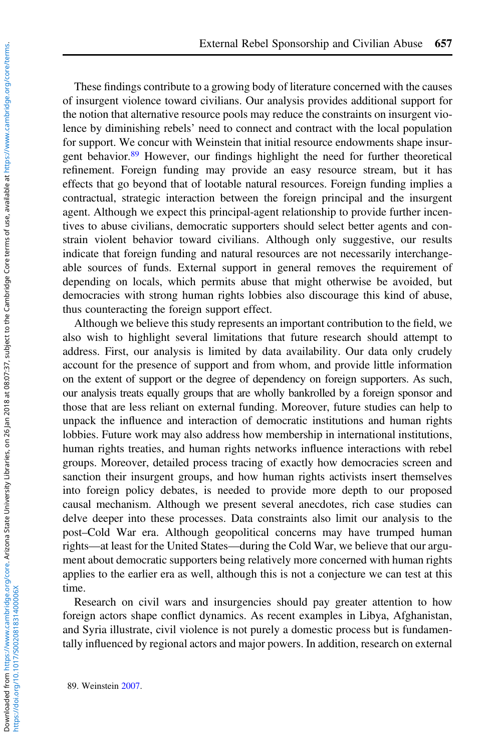These findings contribute to a growing body of literature concerned with the causes of insurgent violence toward civilians. Our analysis provides additional support for the notion that alternative resource pools may reduce the constraints on insurgent violence by diminishing rebels' need to connect and contract with the local population for support. We concur with Weinstein that initial resource endowments shape insurgent behavior.[89] However, our findings highlight the need for further theoretical refinement. Foreign funding may provide an easy resource stream, but it has effects that go beyond that of lootable natural resources. Foreign funding implies a contractual, strategic interaction between the foreign principal and the insurgent agent. Although we expect this principal-agent relationship to provide further incentives to abuse civilians, democratic supporters should select better agents and constrain violent behavior toward civilians. Although only suggestive, our results indicate that foreign funding and natural resources are not necessarily interchangeable sources of funds. External support in general removes the requirement of depending on locals, which permits abuse that might otherwise be avoided, but democracies with strong human rights lobbies also discourage this kind of abuse, thus counteracting the foreign support effect.

Although we believe this study represents an important contribution to the field, we also wish to highlight several limitations that future research should attempt to address. First, our analysis is limited by data availability. Our data only crudely account for the presence of support and from whom, and provide little information on the extent of support or the degree of dependency on foreign supporters. As such, our analysis treats equally groups that are wholly bankrolled by a foreign sponsor and those that are less reliant on external funding. Moreover, future studies can help to unpack the influence and interaction of democratic institutions and human rights lobbies. Future work may also address how membership in international institutions, human rights treaties, and human rights networks influence interactions with rebel groups. Moreover, detailed process tracing of exactly how democracies screen and sanction their insurgent groups, and how human rights activists insert themselves into foreign policy debates, is needed to provide more depth to our proposed causal mechanism. Although we present several anecdotes, rich case studies can delve deeper into these processes. Data constraints also limit our analysis to the post–Cold War era. Although geopolitical concerns may have trumped human rights—at least for the United States—during the Cold War, we believe that our argument about democratic supporters being relatively more concerned with human rights applies to the earlier era as well, although this is not a conjecture we can test at this time.

Research on civil wars and insurgencies should pay greater attention to how foreign actors shape conflict dynamics. As recent examples in Libya, Afghanistan, and Syria illustrate, civil violence is not purely a domestic process but is fundamentally influenced by regional actors and major powers. In addition, research on external

89. Weinstein 2007.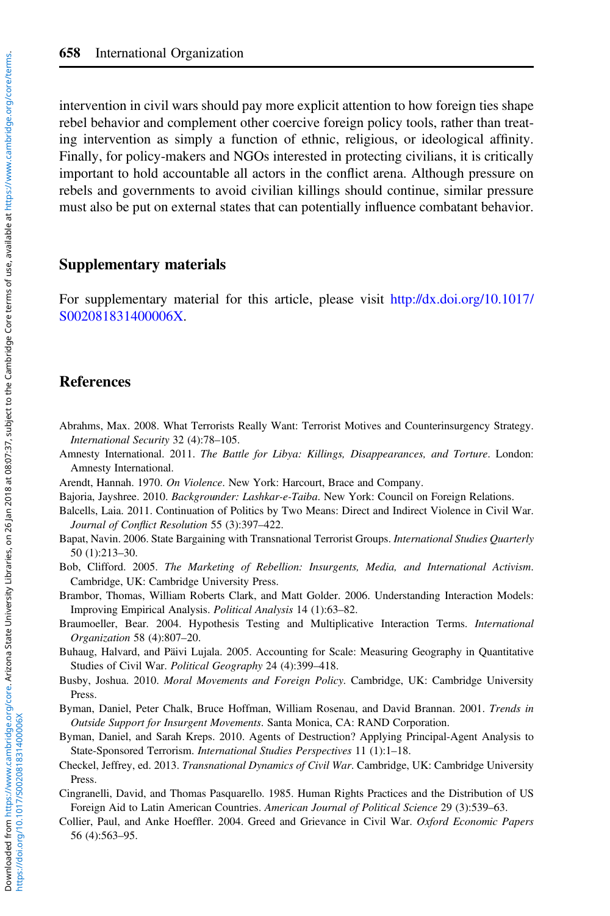intervention in civil wars should pay more explicit attention to how foreign ties shape rebel behavior and complement other coercive foreign policy tools, rather than treating intervention as simply a function of ethnic, religious, or ideological affinity. Finally, for policy-makers and NGOs interested in protecting civilians, it is critically important to hold accountable all actors in the conflict arena. Although pressure on rebels and governments to avoid civilian killings should continue, similar pressure must also be put on external states that can potentially influence combatant behavior.

## Supplementary materials

For supplementary material for this article, please visit http://dx.doi.org/10.1017/S002081831400006X.

## References

Abrahms, Max. 2008. What Terrorists Really Want: Terrorist Motives and Counterinsurgency Strategy. *International Security* 32 (4):78–105.

Amnesty International. 2011. *The Battle for Libya: Killings, Disappearances, and Torture*. London: Amnesty International.

Arendt, Hannah. 1970. *On Violence*. New York: Harcourt, Brace and Company.

Bajoria, Jayshree. 2010. *Backgrounder: Lashkar-e-Taiba*. New York: Council on Foreign Relations.

Balcells, Laia. 2011. Continuation of Politics by Two Means: Direct and Indirect Violence in Civil War. *Journal of Conflict Resolution* 55 (3):397–422.

Bapat, Navin. 2006. State Bargaining with Transnational Terrorist Groups. *International Studies Quarterly* 50 (1):213–30.

Bob, Clifford. 2005. *The Marketing of Rebellion: Insurgents, Media, and International Activism*. Cambridge, UK: Cambridge University Press.

Brambor, Thomas, William Roberts Clark, and Matt Golder. 2006. Understanding Interaction Models: Improving Empirical Analysis. *Political Analysis* 14 (1):63–82.

Braumoeller, Bear. 2004. Hypothesis Testing and Multiplicative Interaction Terms. *International Organization* 58 (4):807–20.

Buhaug, Halvard, and Päivi Lujala. 2005. Accounting for Scale: Measuring Geography in Quantitative Studies of Civil War. *Political Geography* 24 (4):399–418.

Busby, Joshua. 2010. *Moral Movements and Foreign Policy*. Cambridge, UK: Cambridge University Press.

Byman, Daniel, Peter Chalk, Bruce Hoffman, William Rosenau, and David Brannan. 2001. *Trends in Outside Support for Insurgent Movements*. Santa Monica, CA: RAND Corporation.

Byman, Daniel, and Sarah Kreps. 2010. Agents of Destruction? Applying Principal-Agent Analysis to State-Sponsored Terrorism. *International Studies Perspectives* 11 (1):1–18.

Checkel, Jeffrey, ed. 2013. *Transnational Dynamics of Civil War*. Cambridge, UK: Cambridge University Press.

Cingranelli, David, and Thomas Pasquarello. 1985. Human Rights Practices and the Distribution of US Foreign Aid to Latin American Countries. *American Journal of Political Science* 29 (3):539–63.

Collier, Paul, and Anke Hoeffler. 2004. Greed and Grievance in Civil War. *Oxford Economic Papers* 56 (4):563–95.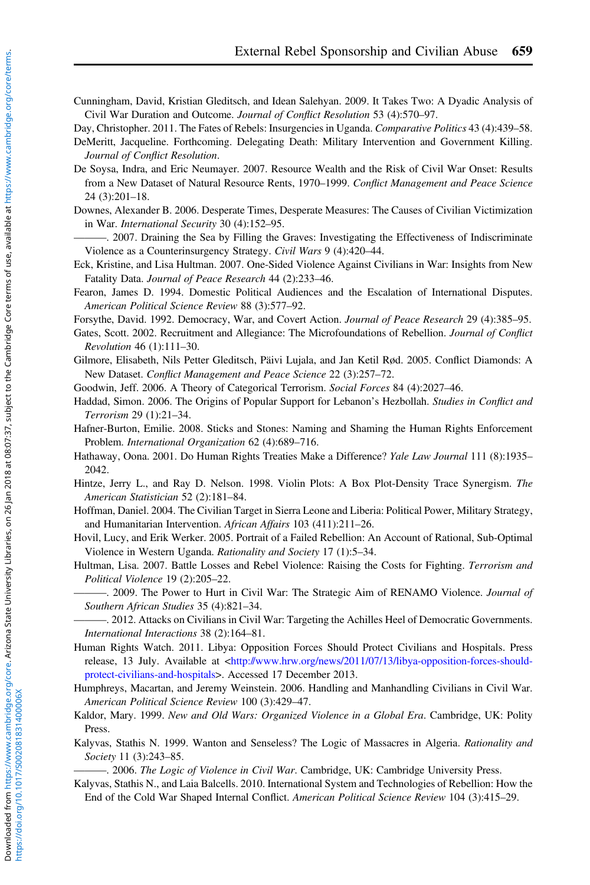Cunningham, David, Kristian Gleditsch, and Idean Salehyan. 2009. It Takes Two: A Dyadic Analysis of Civil War Duration and Outcome. *Journal of Conflict Resolution* 53 (4):570–97.

Day, Christopher. 2011. The Fates of Rebels: Insurgencies in Uganda. *Comparative Politics* 43 (4):439–58.

DeMeritt, Jacqueline. Forthcoming. Delegating Death: Military Intervention and Government Killing. *Journal of Conflict Resolution*.

De Soysa, Indra, and Eric Neumayer. 2007. Resource Wealth and the Risk of Civil War Onset: Results from a New Dataset of Natural Resource Rents, 1970–1999. *Conflict Management and Peace Science* 24 (3):201–18.

Downes, Alexander B. 2006. Desperate Times, Desperate Measures: The Causes of Civilian Victimization in War. *International Security* 30 (4):152–95.

———. 2007. Draining the Sea by Filling the Graves: Investigating the Effectiveness of Indiscriminate Violence as a Counterinsurgency Strategy. *Civil Wars* 9 (4):420–44.

Eck, Kristine, and Lisa Hultman. 2007. One-Sided Violence Against Civilians in War: Insights from New Fatality Data. *Journal of Peace Research* 44 (2):233–46.

Fearon, James D. 1994. Domestic Political Audiences and the Escalation of International Disputes. *American Political Science Review* 88 (3):577–92.

Forsythe, David. 1992. Democracy, War, and Covert Action. *Journal of Peace Research* 29 (4):385–95.

Gates, Scott. 2002. Recruitment and Allegiance: The Microfoundations of Rebellion. *Journal of Conflict Revolution* 46 (1):111–30.

Gilmore, Elisabeth, Nils Petter Gleditsch, Päivi Lujala, and Jan Ketil Rød. 2005. Conflict Diamonds: A New Dataset. *Conflict Management and Peace Science* 22 (3):257–72.

Goodwin, Jeff. 2006. A Theory of Categorical Terrorism. *Social Forces* 84 (4):2027–46.

Haddad, Simon. 2006. The Origins of Popular Support for Lebanon's Hezbollah. *Studies in Conflict and Terrorism* 29 (1):21–34.

Hafner-Burton, Emilie. 2008. Sticks and Stones: Naming and Shaming the Human Rights Enforcement Problem. *International Organization* 62 (4):689–716.

Hathaway, Oona. 2001. Do Human Rights Treaties Make a Difference? *Yale Law Journal* 111 (8):1935–2042.

Hintze, Jerry L., and Ray D. Nelson. 1998. Violin Plots: A Box Plot-Density Trace Synergism. *The American Statistician* 52 (2):181–84.

Hoffman, Daniel. 2004. The Civilian Target in Sierra Leone and Liberia: Political Power, Military Strategy, and Humanitarian Intervention. *African Affairs* 103 (411):211–26.

Hovil, Lucy, and Erik Werker. 2005. Portrait of a Failed Rebellion: An Account of Rational, Sub-Optimal Violence in Western Uganda. *Rationality and Society* 17 (1):5–34.

Hultman, Lisa. 2007. Battle Losses and Rebel Violence: Raising the Costs for Fighting. *Terrorism and Political Violence* 19 (2):205–22.

———. 2009. The Power to Hurt in Civil War: The Strategic Aim of RENAMO Violence. *Journal of Southern African Studies* 35 (4):821–34.

———. 2012. Attacks on Civilians in Civil War: Targeting the Achilles Heel of Democratic Governments. *International Interactions* 38 (2):164–81.

Human Rights Watch. 2011. Libya: Opposition Forces Should Protect Civilians and Hospitals. Press release, 13 July. Available at <http://www.hrw.org/news/2011/07/13/libya-opposition-forces-should-protect-civilians-and-hospitals>. Accessed 17 December 2013.

Humphreys, Macartan, and Jeremy Weinstein. 2006. Handling and Manhandling Civilians in Civil War. *American Political Science Review* 100 (3):429–47.

Kaldor, Mary. 1999. *New and Old Wars: Organized Violence in a Global Era*. Cambridge, UK: Polity Press.

Kalyvas, Stathis N. 1999. Wanton and Senseless? The Logic of Massacres in Algeria. *Rationality and Society* 11 (3):243–85.

———. 2006. *The Logic of Violence in Civil War*. Cambridge, UK: Cambridge University Press.

Kalyvas, Stathis N., and Laia Balcells. 2010. International System and Technologies of Rebellion: How the End of the Cold War Shaped Internal Conflict. *American Political Science Review* 104 (3):415–29.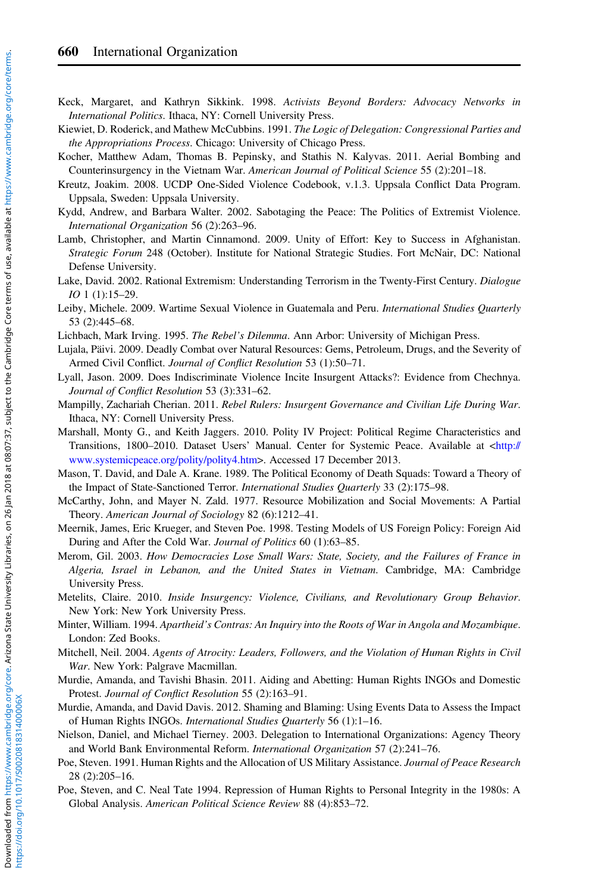Keck, Margaret, and Kathryn Sikkink. 1998. *Activists Beyond Borders: Advocacy Networks in International Politics*. Ithaca, NY: Cornell University Press.

Kiewiet, D. Roderick, and Mathew McCubbins. 1991. *The Logic of Delegation: Congressional Parties and the Appropriations Process*. Chicago: University of Chicago Press.

Kocher, Matthew Adam, Thomas B. Pepinsky, and Stathis N. Kalyvas. 2011. Aerial Bombing and Counterinsurgency in the Vietnam War. *American Journal of Political Science* 55 (2):201–18.

Kreutz, Joakim. 2008. UCDP One-Sided Violence Codebook, v.1.3. Uppsala Conflict Data Program. Uppsala, Sweden: Uppsala University.

Kydd, Andrew, and Barbara Walter. 2002. Sabotaging the Peace: The Politics of Extremist Violence. *International Organization* 56 (2):263–96.

Lamb, Christopher, and Martin Cinnamond. 2009. Unity of Effort: Key to Success in Afghanistan. *Strategic Forum* 248 (October). Institute for National Strategic Studies. Fort McNair, DC: National Defense University.

Lake, David. 2002. Rational Extremism: Understanding Terrorism in the Twenty-First Century. *Dialogue IO* 1 (1):15–29.

Leiby, Michele. 2009. Wartime Sexual Violence in Guatemala and Peru. *International Studies Quarterly* 53 (2):445–68.

Lichbach, Mark Irving. 1995. *The Rebel's Dilemma*. Ann Arbor: University of Michigan Press.

Lujala, Päivi. 2009. Deadly Combat over Natural Resources: Gems, Petroleum, Drugs, and the Severity of Armed Civil Conflict. *Journal of Conflict Resolution* 53 (1):50–71.

Lyall, Jason. 2009. Does Indiscriminate Violence Incite Insurgent Attacks?: Evidence from Chechnya. *Journal of Conflict Resolution* 53 (3):331–62.

Mampilly, Zachariah Cherian. 2011. *Rebel Rulers: Insurgent Governance and Civilian Life During War*. Ithaca, NY: Cornell University Press.

Marshall, Monty G., and Keith Jaggers. 2010. Polity IV Project: Political Regime Characteristics and Transitions, 1800–2010. Dataset Users' Manual. Center for Systemic Peace. Available at <http://www.systemicpeace.org/polity/polity4.htm>. Accessed 17 December 2013.

Mason, T. David, and Dale A. Krane. 1989. The Political Economy of Death Squads: Toward a Theory of the Impact of State-Sanctioned Terror. *International Studies Quarterly* 33 (2):175–98.

McCarthy, John, and Mayer N. Zald. 1977. Resource Mobilization and Social Movements: A Partial Theory. *American Journal of Sociology* 82 (6):1212–41.

Meernik, James, Eric Krueger, and Steven Poe. 1998. Testing Models of US Foreign Policy: Foreign Aid During and After the Cold War. *Journal of Politics* 60 (1):63–85.

Merom, Gil. 2003. *How Democracies Lose Small Wars: State, Society, and the Failures of France in Algeria, Israel in Lebanon, and the United States in Vietnam*. Cambridge, MA: Cambridge University Press.

Metelits, Claire. 2010. *Inside Insurgency: Violence, Civilians, and Revolutionary Group Behavior*. New York: New York University Press.

Minter, William. 1994. *Apartheid's Contras: An Inquiry into the Roots of War in Angola and Mozambique*. London: Zed Books.

Mitchell, Neil. 2004. *Agents of Atrocity: Leaders, Followers, and the Violation of Human Rights in Civil War*. New York: Palgrave Macmillan.

Murdie, Amanda, and Tavishi Bhasin. 2011. Aiding and Abetting: Human Rights INGOs and Domestic Protest. *Journal of Conflict Resolution* 55 (2):163–91.

Murdie, Amanda, and David Davis. 2012. Shaming and Blaming: Using Events Data to Assess the Impact of Human Rights INGOs. *International Studies Quarterly* 56 (1):1–16.

Nielson, Daniel, and Michael Tierney. 2003. Delegation to International Organizations: Agency Theory and World Bank Environmental Reform. *International Organization* 57 (2):241–76.

Poe, Steven. 1991. Human Rights and the Allocation of US Military Assistance. *Journal of Peace Research* 28 (2):205–16.

Poe, Steven, and C. Neal Tate 1994. Repression of Human Rights to Personal Integrity in the 1980s: A Global Analysis. *American Political Science Review* 88 (4):853–72.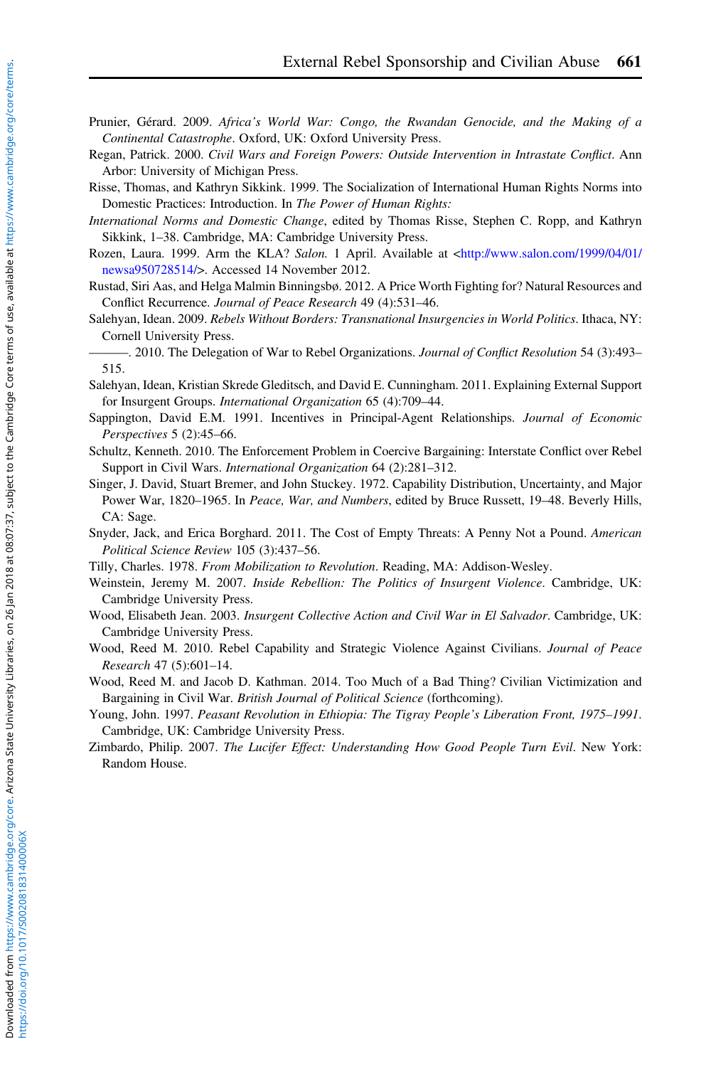Prunier, Gérard. 2009. *Africa's World War: Congo, the Rwandan Genocide, and the Making of a Continental Catastrophe*. Oxford, UK: Oxford University Press.

Regan, Patrick. 2000. *Civil Wars and Foreign Powers: Outside Intervention in Intrastate Conflict*. Ann Arbor: University of Michigan Press.

Risse, Thomas, and Kathryn Sikkink. 1999. The Socialization of International Human Rights Norms into Domestic Practices: Introduction. In *The Power of Human Rights:*

*International Norms and Domestic Change*, edited by Thomas Risse, Stephen C. Ropp, and Kathryn Sikkink, 1–38. Cambridge, MA: Cambridge University Press.

Rozen, Laura. 1999. Arm the KLA? *Salon.* 1 April. Available at <http://www.salon.com/1999/04/01/newsa950728514/>. Accessed 14 November 2012.

Rustad, Siri Aas, and Helga Malmin Binningsbø. 2012. A Price Worth Fighting for? Natural Resources and Conflict Recurrence. *Journal of Peace Research* 49 (4):531–46.

Salehyan, Idean. 2009. *Rebels Without Borders: Transnational Insurgencies in World Politics*. Ithaca, NY: Cornell University Press.

———. 2010. The Delegation of War to Rebel Organizations. *Journal of Conflict Resolution* 54 (3):493–515.

Salehyan, Idean, Kristian Skrede Gleditsch, and David E. Cunningham. 2011. Explaining External Support for Insurgent Groups. *International Organization* 65 (4):709–44.

Sappington, David E.M. 1991. Incentives in Principal-Agent Relationships. *Journal of Economic Perspectives* 5 (2):45–66.

Schultz, Kenneth. 2010. The Enforcement Problem in Coercive Bargaining: Interstate Conflict over Rebel Support in Civil Wars. *International Organization* 64 (2):281–312.

Singer, J. David, Stuart Bremer, and John Stuckey. 1972. Capability Distribution, Uncertainty, and Major Power War, 1820–1965. In *Peace, War, and Numbers*, edited by Bruce Russett, 19–48. Beverly Hills, CA: Sage.

Snyder, Jack, and Erica Borghard. 2011. The Cost of Empty Threats: A Penny Not a Pound. *American Political Science Review* 105 (3):437–56.

Tilly, Charles. 1978. *From Mobilization to Revolution*. Reading, MA: Addison-Wesley.

Weinstein, Jeremy M. 2007. *Inside Rebellion: The Politics of Insurgent Violence*. Cambridge, UK: Cambridge University Press.

Wood, Elisabeth Jean. 2003. *Insurgent Collective Action and Civil War in El Salvador*. Cambridge, UK: Cambridge University Press.

Wood, Reed M. 2010. Rebel Capability and Strategic Violence Against Civilians. *Journal of Peace Research* 47 (5):601–14.

Wood, Reed M. and Jacob D. Kathman. 2014. Too Much of a Bad Thing? Civilian Victimization and Bargaining in Civil War. *British Journal of Political Science* (forthcoming).

Young, John. 1997. *Peasant Revolution in Ethiopia: The Tigray People's Liberation Front, 1975–1991*. Cambridge, UK: Cambridge University Press.

Zimbardo, Philip. 2007. *The Lucifer Effect: Understanding How Good People Turn Evil*. New York: Random House.